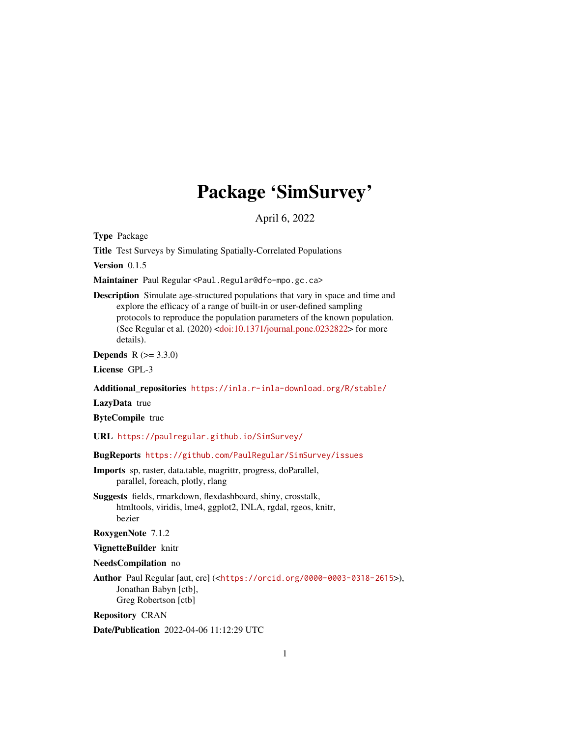# Package 'SimSurvey'

April 6, 2022

**Type** Package

**Title** Test Surveys by Simulating Spatially-Correlated Populations

**Version** 0.1.5

**Maintainer** Paul Regular <Paul.Regular@dfo-mpo.gc.ca>

**Description** Simulate age-structured populations that vary in space and time and explore the efficacy of a range of built-in or user-defined sampling protocols to reproduce the population parameters of the known population. (See Regular et al. (2020) <doi:10.1371/journal.pone.0232822> for more details).

**Depends** R (>= 3.3.0)

**License** GPL-3

**Additional_repositories** https://inla.r-inla-download.org/R/stable/

**LazyData** true

**ByteCompile** true

**URL** https://paulregular.github.io/SimSurvey/

**BugReports** https://github.com/PaulRegular/SimSurvey/issues

**Imports** sp, raster, data.table, magrittr, progress, doParallel, parallel, foreach, plotly, rlang

**Suggests** fields, rmarkdown, flexdashboard, shiny, crosstalk, htmltools, viridis, lme4, ggplot2, INLA, rgdal, rgeos, knitr, bezier

**RoxygenNote** 7.1.2

**VignetteBuilder** knitr

**NeedsCompilation** no

**Author** Paul Regular [aut, cre] (<https://orcid.org/0000-0003-0318-2615>), Jonathan Babyn [ctb], Greg Robertson [ctb]

**Repository** CRAN

**Date/Publication** 2022-04-06 11:12:29 UTC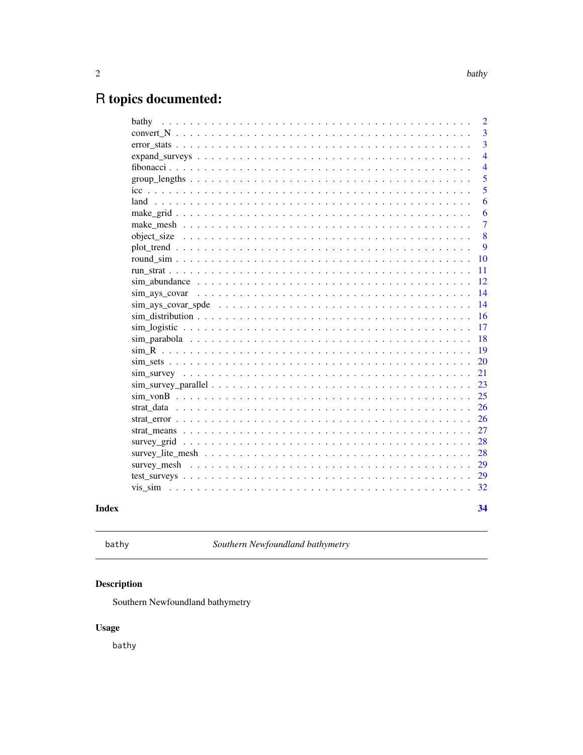# R topics documented:

| | |
|---|---|
| bathy | 2 |
| convert_N | 3 |
| error_stats | 3 |
| expand_surveys | 4 |
| fibonacci | 4 |
| group_lengths | 5 |
| icc | 5 |
| land | 6 |
| make_grid | 6 |
| make_mesh | 7 |
| object_size | 8 |
| plot_trend | 9 |
| round_sim | 10 |
| run_strat | 11 |
| sim_abundance | 12 |
| sim_ays_covar | 14 |
| sim_ays_covar_spde | 14 |
| sim_distribution | 16 |
| sim_logistic | 17 |
| sim_parabola | 18 |
| sim_R | 19 |
| sim_sets | 20 |
| sim_survey | 21 |
| sim_survey_parallel | 23 |
| sim_vonB | 25 |
| strat_data | 26 |
| strat_error | 26 |
| strat_means | 27 |
| survey_grid | 28 |
| survey_lite_mesh | 28 |
| survey_mesh | 29 |
| test_surveys | 29 |
| vis_sim | 32 |

**Index** **34**

---

`bathy` *Southern Newfoundland bathymetry*

---

## Description

Southern Newfoundland bathymetry

## Usage

```
bathy
```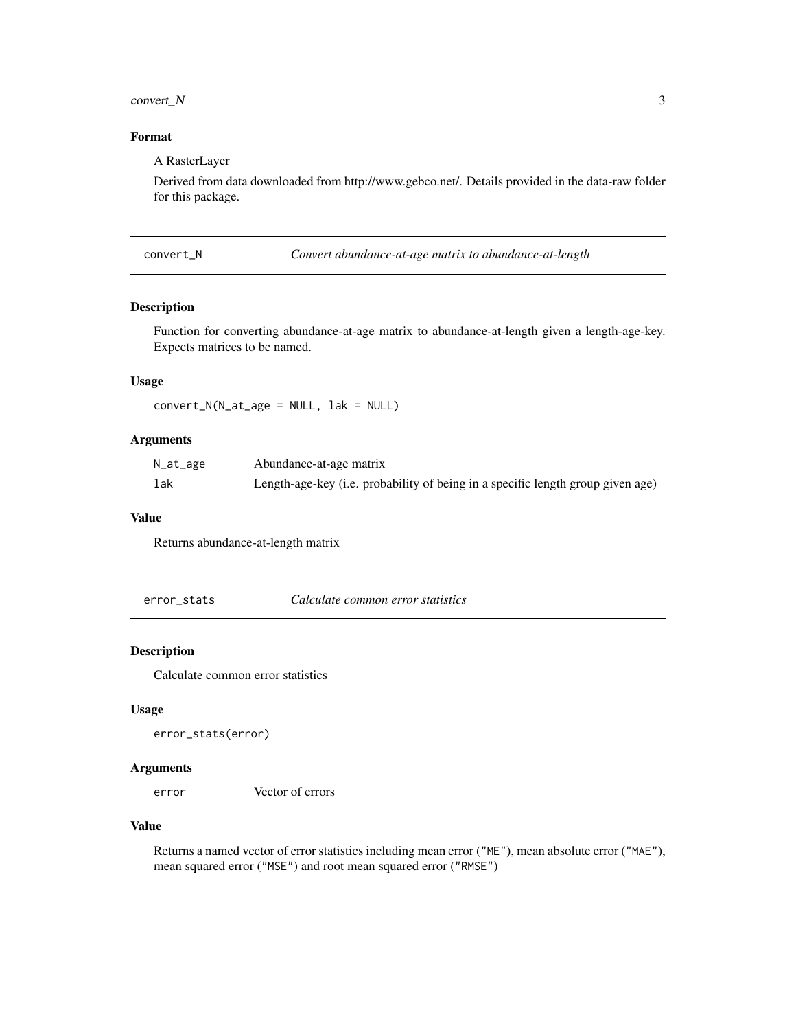## Format

A RasterLayer

Derived from data downloaded from http://www.gebco.net/. Details provided in the data-raw folder for this package.

---

# convert_N — *Convert abundance-at-age matrix to abundance-at-length*

## Description

Function for converting abundance-at-age matrix to abundance-at-length given a length-age-key. Expects matrices to be named.

## Usage

```
convert_N(N_at_age = NULL, lak = NULL)
```

## Arguments

| | |
|---|---|
| `N_at_age` | Abundance-at-age matrix |
| `lak` | Length-age-key (i.e. probability of being in a specific length group given age) |

## Value

Returns abundance-at-length matrix

---

# error_stats — *Calculate common error statistics*

## Description

Calculate common error statistics

## Usage

```
error_stats(error)
```

## Arguments

| | |
|---|---|
| `error` | Vector of errors |

## Value

Returns a named vector of error statistics including mean error (`"ME"`), mean absolute error (`"MAE"`), mean squared error (`"MSE"`) and root mean squared error (`"RMSE"`)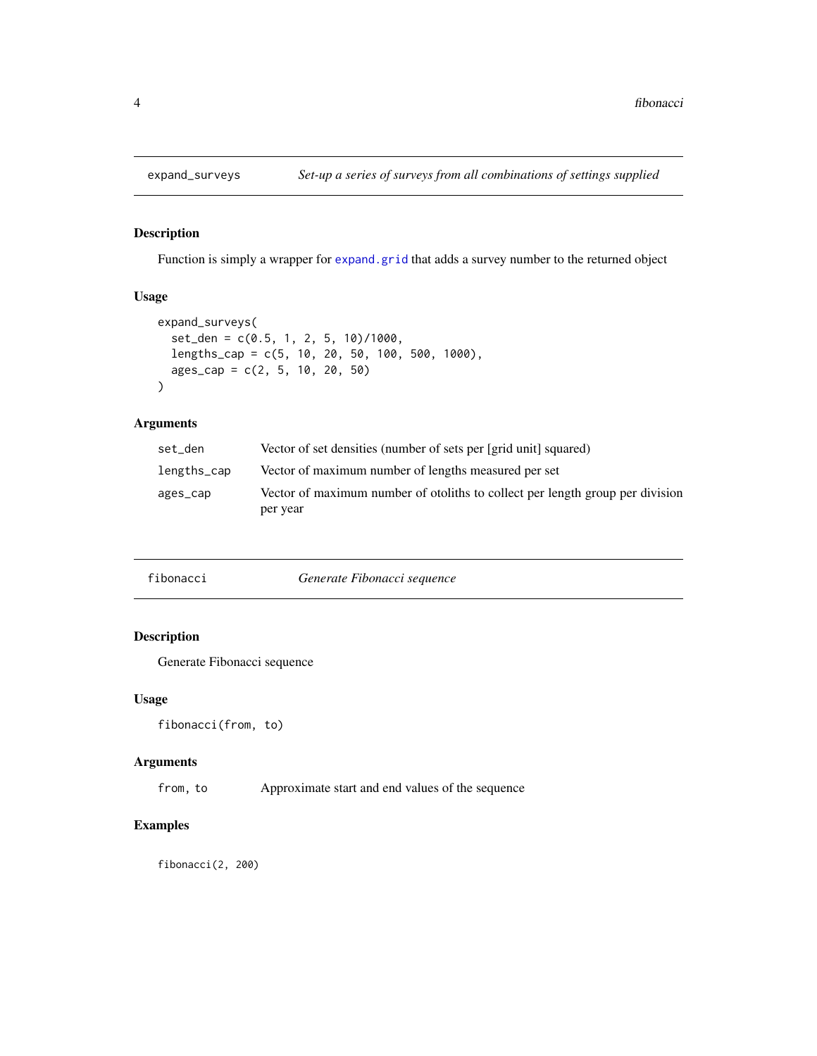## expand_surveys — *Set-up a series of surveys from all combinations of settings supplied*

### Description

Function is simply a wrapper for expand.grid that adds a survey number to the returned object

### Usage

```
expand_surveys(
  set_den = c(0.5, 1, 2, 5, 10)/1000,
  lengths_cap = c(5, 10, 20, 50, 100, 500, 1000),
  ages_cap = c(2, 5, 10, 20, 50)
)
```

### Arguments

| | |
|---|---|
| set_den | Vector of set densities (number of sets per [grid unit] squared) |
| lengths_cap | Vector of maximum number of lengths measured per set |
| ages_cap | Vector of maximum number of otoliths to collect per length group per division per year |

## fibonacci — *Generate Fibonacci sequence*

### Description

Generate Fibonacci sequence

### Usage

```
fibonacci(from, to)
```

### Arguments

| | |
|---|---|
| from, to | Approximate start and end values of the sequence |

### Examples

```
fibonacci(2, 200)
```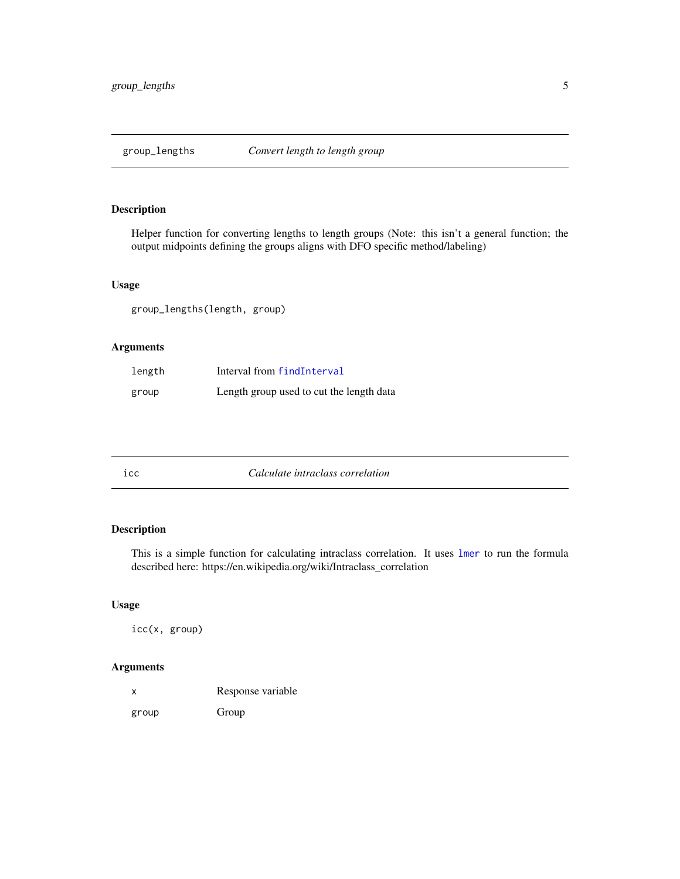## group_lengths — *Convert length to length group*

### Description

Helper function for converting lengths to length groups (Note: this isn't a general function; the output midpoints defining the groups aligns with DFO specific method/labeling)

### Usage

```
group_lengths(length, group)
```

### Arguments

| | |
|---|---|
| `length` | Interval from `findInterval` |
| `group` | Length group used to cut the length data |

## icc — *Calculate intraclass correlation*

### Description

This is a simple function for calculating intraclass correlation. It uses `lmer` to run the formula described here: https://en.wikipedia.org/wiki/Intraclass_correlation

### Usage

```
icc(x, group)
```

### Arguments

| | |
|---|---|
| `x` | Response variable |
| `group` | Group |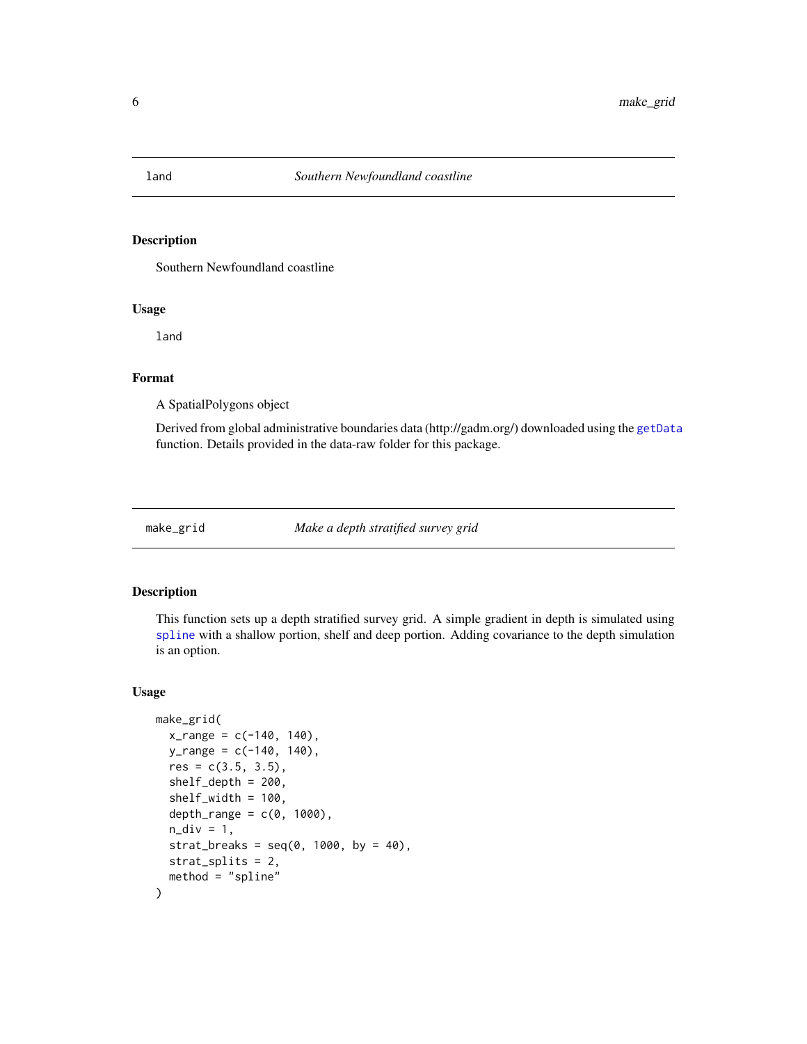## land — *Southern Newfoundland coastline*

### Description

Southern Newfoundland coastline

### Usage

```
land
```

### Format

A SpatialPolygons object

Derived from global administrative boundaries data (http://gadm.org/) downloaded using the `getData` function. Details provided in the data-raw folder for this package.

## make_grid — *Make a depth stratified survey grid*

### Description

This function sets up a depth stratified survey grid. A simple gradient in depth is simulated using `spline` with a shallow portion, shelf and deep portion. Adding covariance to the depth simulation is an option.

### Usage

```
make_grid(
  x_range = c(-140, 140),
  y_range = c(-140, 140),
  res = c(3.5, 3.5),
  shelf_depth = 200,
  shelf_width = 100,
  depth_range = c(0, 1000),
  n_div = 1,
  strat_breaks = seq(0, 1000, by = 40),
  strat_splits = 2,
  method = "spline"
)
```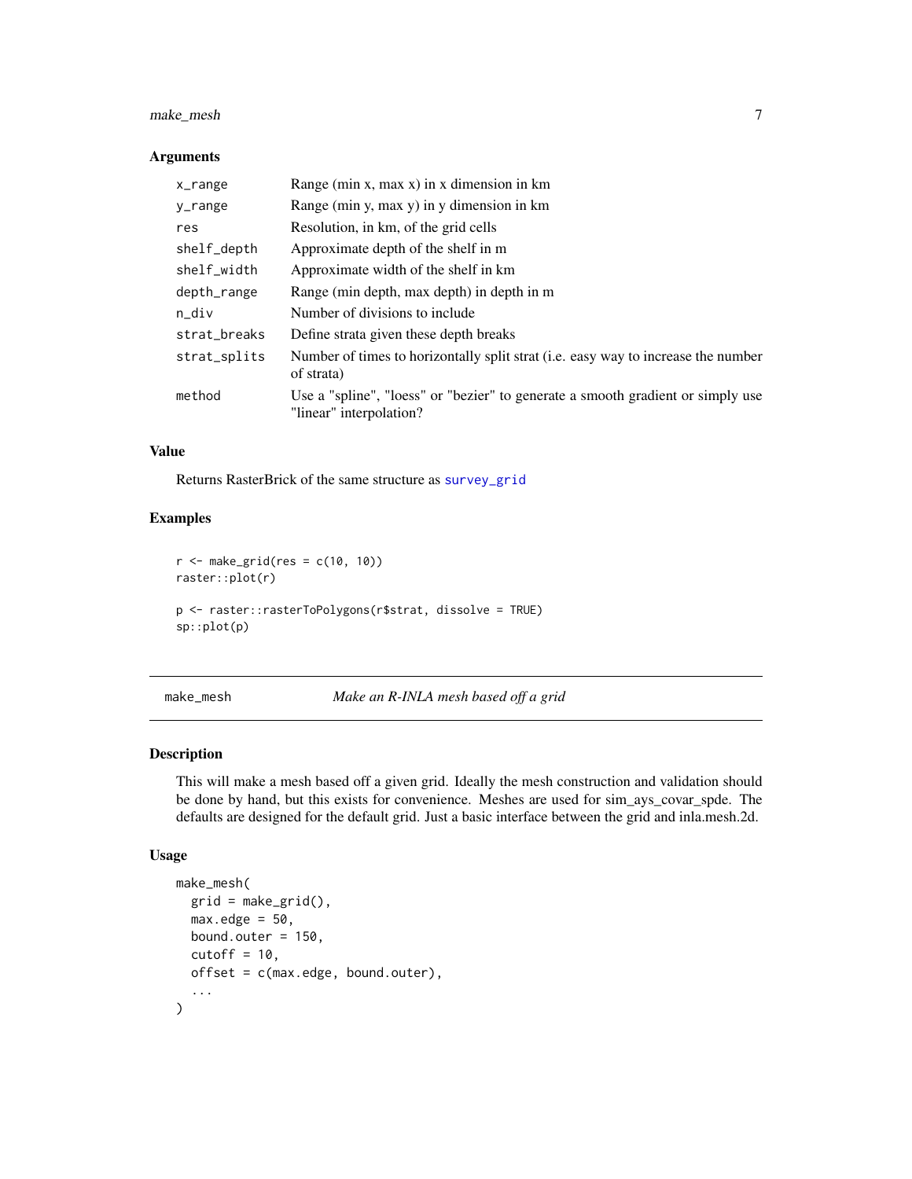### Arguments

| | |
|---|---|
| `x_range` | Range (min x, max x) in x dimension in km |
| `y_range` | Range (min y, max y) in y dimension in km |
| `res` | Resolution, in km, of the grid cells |
| `shelf_depth` | Approximate depth of the shelf in m |
| `shelf_width` | Approximate width of the shelf in km |
| `depth_range` | Range (min depth, max depth) in depth in m |
| `n_div` | Number of divisions to include |
| `strat_breaks` | Define strata given these depth breaks |
| `strat_splits` | Number of times to horizontally split strat (i.e. easy way to increase the number of strata) |
| `method` | Use a "spline", "loess" or "bezier" to generate a smooth gradient or simply use "linear" interpolation? |

### Value

Returns RasterBrick of the same structure as `survey_grid`

### Examples

```
r <- make_grid(res = c(10, 10))
raster::plot(r)

p <- raster::rasterToPolygons(r$strat, dissolve = TRUE)
sp::plot(p)
```

---

## make_mesh — *Make an R-INLA mesh based off a grid*

### Description

This will make a mesh based off a given grid. Ideally the mesh construction and validation should be done by hand, but this exists for convenience. Meshes are used for sim_ays_covar_spde. The defaults are designed for the default grid. Just a basic interface between the grid and inla.mesh.2d.

### Usage

```
make_mesh(
  grid = make_grid(),
  max.edge = 50,
  bound.outer = 150,
  cutoff = 10,
  offset = c(max.edge, bound.outer),
  ...
)
```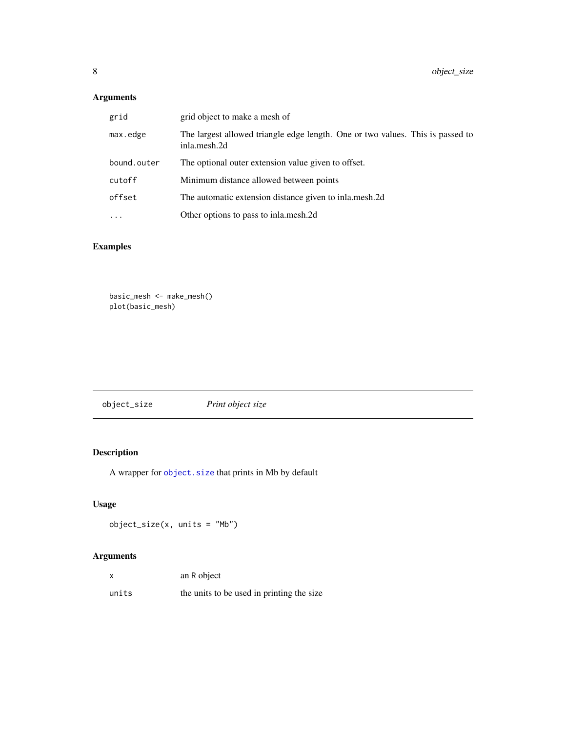## Arguments

| | |
|---|---|
| `grid` | grid object to make a mesh of |
| `max.edge` | The largest allowed triangle edge length. One or two values. This is passed to inla.mesh.2d |
| `bound.outer` | The optional outer extension value given to offset. |
| `cutoff` | Minimum distance allowed between points |
| `offset` | The automatic extension distance given to inla.mesh.2d |
| `...` | Other options to pass to inla.mesh.2d |

## Examples

```
basic_mesh <- make_mesh()
plot(basic_mesh)
```

---

# `object_size` *Print object size*

---

## Description

A wrapper for `object.size` that prints in Mb by default

## Usage

```
object_size(x, units = "Mb")
```

## Arguments

| | |
|---|---|
| `x` | an `R` object |
| `units` | the units to be used in printing the size |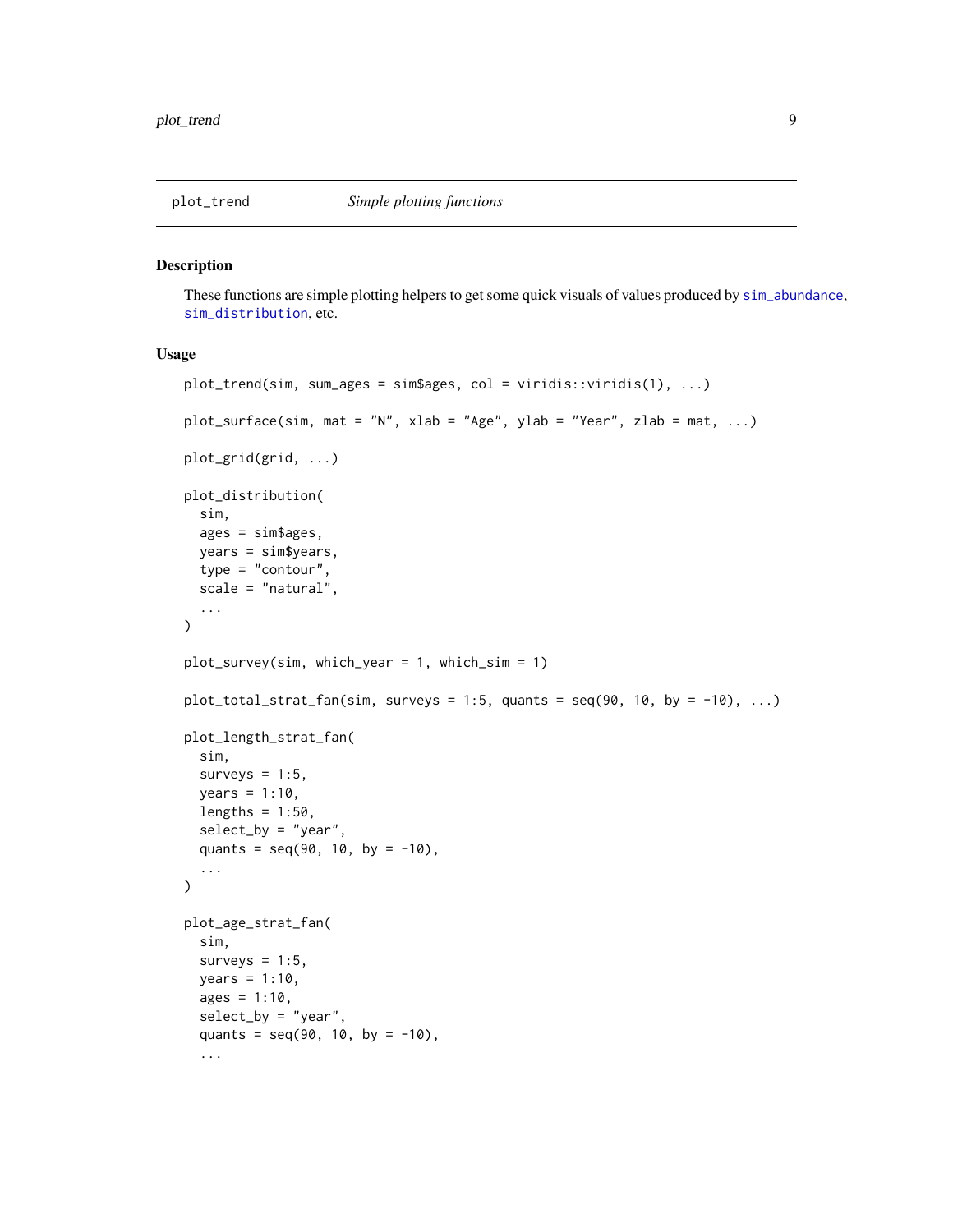plot_trend    *Simple plotting functions*

## Description

These functions are simple plotting helpers to get some quick visuals of values produced by `sim_abundance`, `sim_distribution`, etc.

## Usage

```
plot_trend(sim, sum_ages = sim$ages, col = viridis::viridis(1), ...)

plot_surface(sim, mat = "N", xlab = "Age", ylab = "Year", zlab = mat, ...)

plot_grid(grid, ...)

plot_distribution(
  sim,
  ages = sim$ages,
  years = sim$years,
  type = "contour",
  scale = "natural",
  ...
)

plot_survey(sim, which_year = 1, which_sim = 1)

plot_total_strat_fan(sim, surveys = 1:5, quants = seq(90, 10, by = -10), ...)

plot_length_strat_fan(
  sim,
  surveys = 1:5,
  years = 1:10,
  lengths = 1:50,
  select_by = "year",
  quants = seq(90, 10, by = -10),
  ...
)

plot_age_strat_fan(
  sim,
  surveys = 1:5,
  years = 1:10,
  ages = 1:10,
  select_by = "year",
  quants = seq(90, 10, by = -10),
  ...
```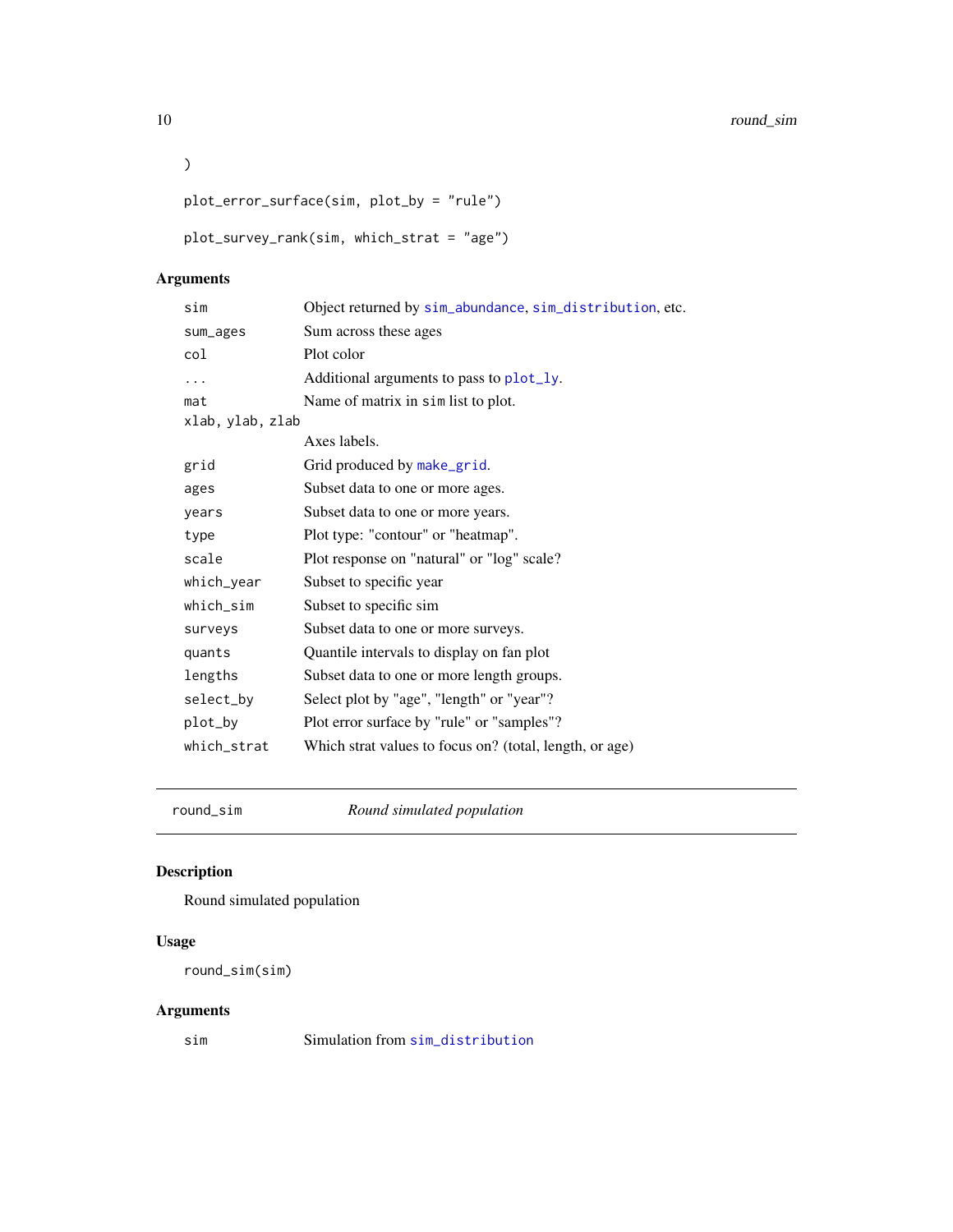```
)

plot_error_surface(sim, plot_by = "rule")

plot_survey_rank(sim, which_strat = "age")
```

### Arguments

| | |
|---|---|
| sim | Object returned by sim_abundance, sim_distribution, etc. |
| sum_ages | Sum across these ages |
| col | Plot color |
| ... | Additional arguments to pass to plot_ly. |
| mat | Name of matrix in sim list to plot. |
| xlab, ylab, zlab | Axes labels. |
| grid | Grid produced by make_grid. |
| ages | Subset data to one or more ages. |
| years | Subset data to one or more years. |
| type | Plot type: "contour" or "heatmap". |
| scale | Plot response on "natural" or "log" scale? |
| which_year | Subset to specific year |
| which_sim | Subset to specific sim |
| surveys | Subset data to one or more surveys. |
| quants | Quantile intervals to display on fan plot |
| lengths | Subset data to one or more length groups. |
| select_by | Select plot by "age", "length" or "year"? |
| plot_by | Plot error surface by "rule" or "samples"? |
| which_strat | Which strat values to focus on? (total, length, or age) |

---

## round_sim — *Round simulated population*

### Description

Round simulated population

### Usage

```
round_sim(sim)
```

### Arguments

| | |
|---|---|
| sim | Simulation from sim_distribution |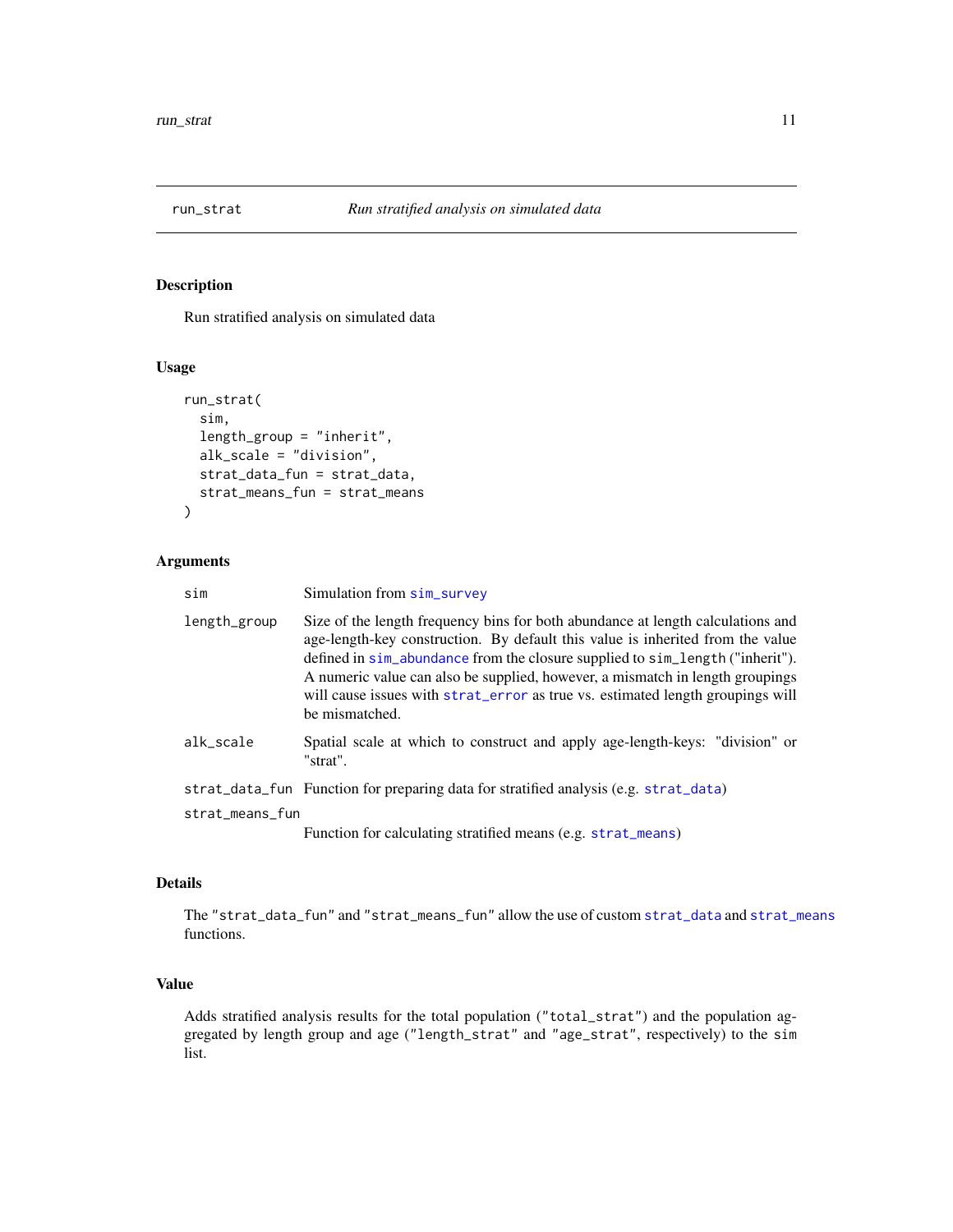# run_strat — *Run stratified analysis on simulated data*

## Description

Run stratified analysis on simulated data

## Usage

```
run_strat(
  sim,
  length_group = "inherit",
  alk_scale = "division",
  strat_data_fun = strat_data,
  strat_means_fun = strat_means
)
```

## Arguments

| Argument | Description |
|---|---|
| `sim` | Simulation from `sim_survey` |
| `length_group` | Size of the length frequency bins for both abundance at length calculations and age-length-key construction. By default this value is inherited from the value defined in `sim_abundance` from the closure supplied to `sim_length` ("inherit"). A numeric value can also be supplied, however, a mismatch in length groupings will cause issues with `strat_error` as true vs. estimated length groupings will be mismatched. |
| `alk_scale` | Spatial scale at which to construct and apply age-length-keys: "division" or "strat". |
| `strat_data_fun` | Function for preparing data for stratified analysis (e.g. `strat_data`) |
| `strat_means_fun` | Function for calculating stratified means (e.g. `strat_means`) |

## Details

The "`strat_data_fun`" and "`strat_means_fun`" allow the use of custom `strat_data` and `strat_means` functions.

## Value

Adds stratified analysis results for the total population ("`total_strat`") and the population aggregated by length group and age ("`length_strat`" and "`age_strat`", respectively) to the `sim` list.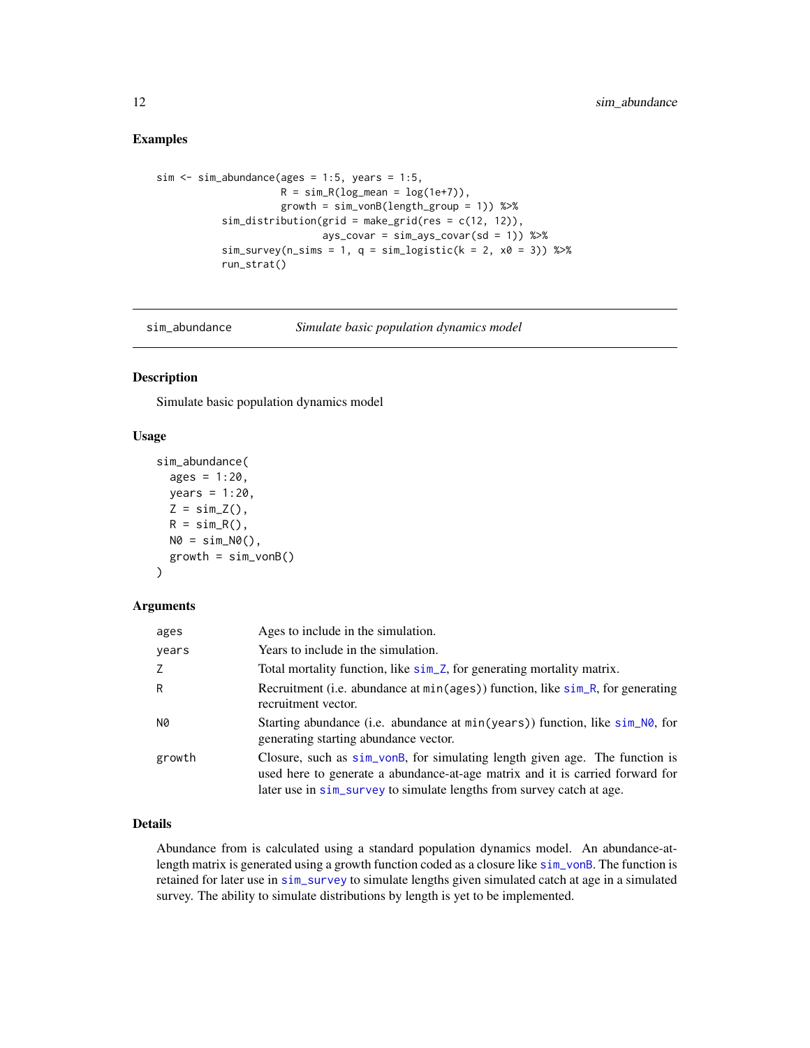## Examples

```
sim <- sim_abundance(ages = 1:5, years = 1:5,
                     R = sim_R(log_mean = log(1e+7)),
                     growth = sim_vonB(length_group = 1)) %>%
          sim_distribution(grid = make_grid(res = c(12, 12)),
                           ays_covar = sim_ays_covar(sd = 1)) %>%
          sim_survey(n_sims = 1, q = sim_logistic(k = 2, x0 = 3)) %>%
          run_strat()
```

---

# sim_abundance — *Simulate basic population dynamics model*

## Description

Simulate basic population dynamics model

## Usage

```
sim_abundance(
  ages = 1:20,
  years = 1:20,
  Z = sim_Z(),
  R = sim_R(),
  N0 = sim_N0(),
  growth = sim_vonB()
)
```

## Arguments

| | |
|---|---|
| `ages` | Ages to include in the simulation. |
| `years` | Years to include in the simulation. |
| `Z` | Total mortality function, like `sim_Z`, for generating mortality matrix. |
| `R` | Recruitment (i.e. abundance at `min(ages)`) function, like `sim_R`, for generating recruitment vector. |
| `N0` | Starting abundance (i.e. abundance at `min(years)`) function, like `sim_N0`, for generating starting abundance vector. |
| `growth` | Closure, such as `sim_vonB`, for simulating length given age. The function is used here to generate a abundance-at-age matrix and it is carried forward for later use in `sim_survey` to simulate lengths from survey catch at age. |

## Details

Abundance from is calculated using a standard population dynamics model. An abundance-at-length matrix is generated using a growth function coded as a closure like `sim_vonB`. The function is retained for later use in `sim_survey` to simulate lengths given simulated catch at age in a simulated survey. The ability to simulate distributions by length is yet to be implemented.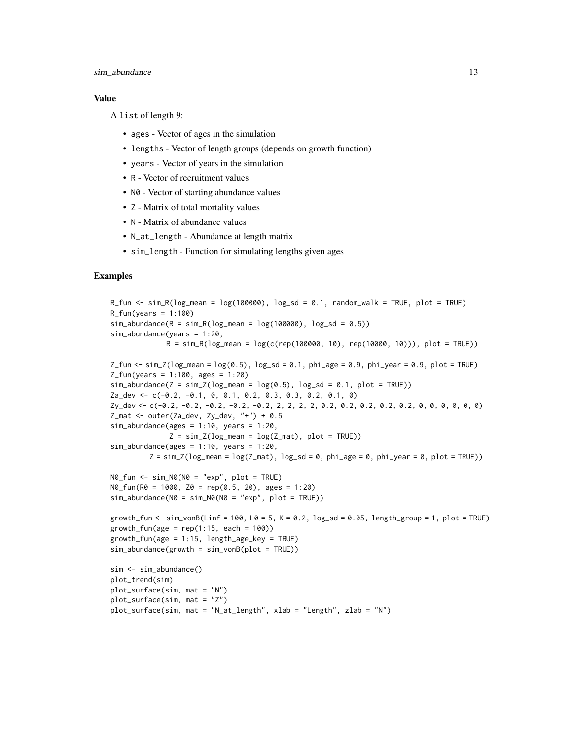## Value

A `list` of length 9:

- `ages` - Vector of ages in the simulation
- `lengths` - Vector of length groups (depends on growth function)
- `years` - Vector of years in the simulation
- `R` - Vector of recruitment values
- `N0` - Vector of starting abundance values
- `Z` - Matrix of total mortality values
- `N` - Matrix of abundance values
- `N_at_length` - Abundance at length matrix
- `sim_length` - Function for simulating lengths given ages

## Examples

```
R_fun <- sim_R(log_mean = log(100000), log_sd = 0.1, random_walk = TRUE, plot = TRUE)
R_fun(years = 1:100)
sim_abundance(R = sim_R(log_mean = log(100000), log_sd = 0.5))
sim_abundance(years = 1:20,
              R = sim_R(log_mean = log(c(rep(100000, 10), rep(10000, 10))), plot = TRUE))

Z_fun <- sim_Z(log_mean = log(0.5), log_sd = 0.1, phi_age = 0.9, phi_year = 0.9, plot = TRUE)
Z_fun(years = 1:100, ages = 1:20)
sim_abundance(Z = sim_Z(log_mean = log(0.5), log_sd = 0.1, plot = TRUE))
Za_dev <- c(-0.2, -0.1, 0, 0.1, 0.2, 0.3, 0.3, 0.2, 0.1, 0)
Zy_dev <- c(-0.2, -0.2, -0.2, -0.2, -0.2, 2, 2, 2, 2, 0.2, 0.2, 0.2, 0.2, 0.2, 0, 0, 0, 0, 0, 0)
Z_mat <- outer(Za_dev, Zy_dev, "+") + 0.5
sim_abundance(ages = 1:10, years = 1:20,
              Z = sim_Z(log_mean = log(Z_mat), plot = TRUE))
sim_abundance(ages = 1:10, years = 1:20,
          Z = sim_Z(log_mean = log(Z_mat), log_sd = 0, phi_age = 0, phi_year = 0, plot = TRUE))

N0_fun <- sim_N0(N0 = "exp", plot = TRUE)
N0_fun(R0 = 1000, Z0 = rep(0.5, 20), ages = 1:20)
sim_abundance(N0 = sim_N0(N0 = "exp", plot = TRUE))

growth_fun <- sim_vonB(Linf = 100, L0 = 5, K = 0.2, log_sd = 0.05, length_group = 1, plot = TRUE)
growth_fun(age = rep(1:15, each = 100))
growth_fun(age = 1:15, length_age_key = TRUE)
sim_abundance(growth = sim_vonB(plot = TRUE))

sim <- sim_abundance()
plot_trend(sim)
plot_surface(sim, mat = "N")
plot_surface(sim, mat = "Z")
plot_surface(sim, mat = "N_at_length", xlab = "Length", zlab = "N")
```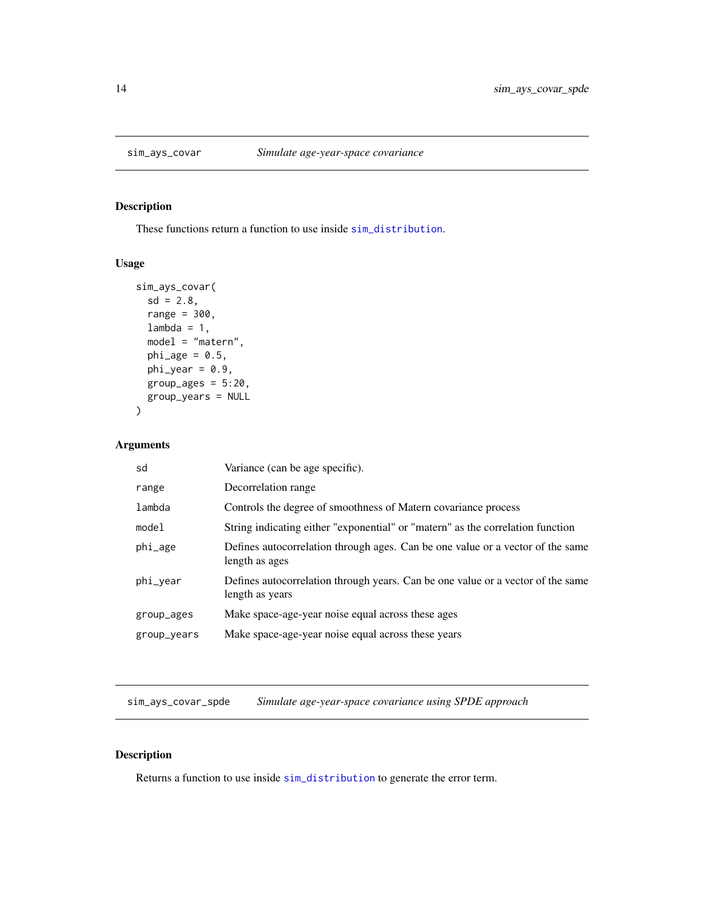## sim_ays_covar — *Simulate age-year-space covariance*

### Description

These functions return a function to use inside sim_distribution.

### Usage

```
sim_ays_covar(
  sd = 2.8,
  range = 300,
  lambda = 1,
  model = "matern",
  phi_age = 0.5,
  phi_year = 0.9,
  group_ages = 5:20,
  group_years = NULL
)
```

### Arguments

| Argument | Description |
|---|---|
| sd | Variance (can be age specific). |
| range | Decorrelation range |
| lambda | Controls the degree of smoothness of Matern covariance process |
| model | String indicating either "exponential" or "matern" as the correlation function |
| phi_age | Defines autocorrelation through ages. Can be one value or a vector of the same length as ages |
| phi_year | Defines autocorrelation through years. Can be one value or a vector of the same length as years |
| group_ages | Make space-age-year noise equal across these ages |
| group_years | Make space-age-year noise equal across these years |

## sim_ays_covar_spde — *Simulate age-year-space covariance using SPDE approach*

### Description

Returns a function to use inside sim_distribution to generate the error term.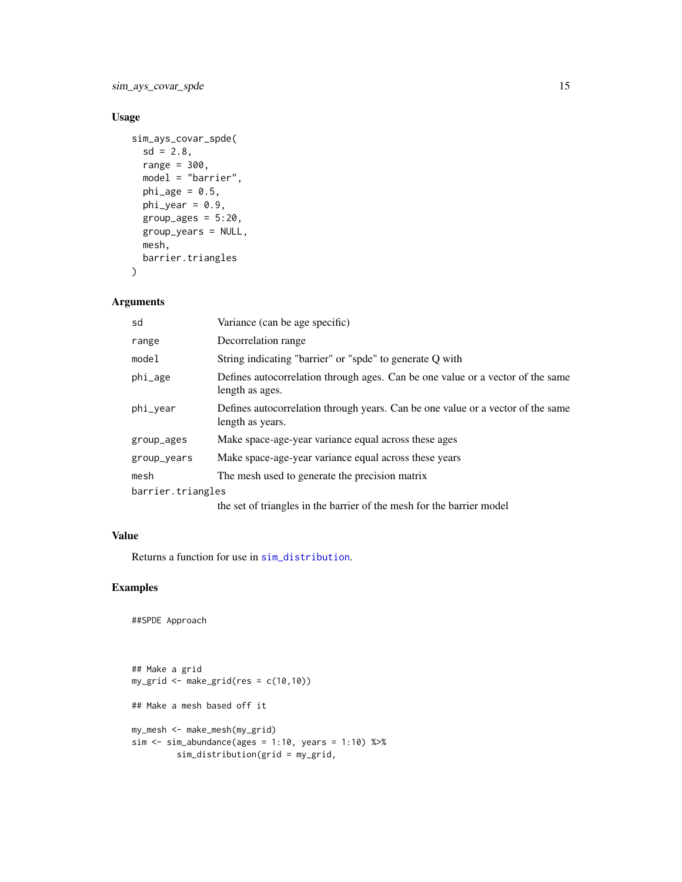### Usage

```
sim_ays_covar_spde(
  sd = 2.8,
  range = 300,
  model = "barrier",
  phi_age = 0.5,
  phi_year = 0.9,
  group_ages = 5:20,
  group_years = NULL,
  mesh,
  barrier.triangles
)
```

### Arguments

| | |
|---|---|
| `sd` | Variance (can be age specific) |
| `range` | Decorrelation range |
| `model` | String indicating "barrier" or "spde" to generate Q with |
| `phi_age` | Defines autocorrelation through ages. Can be one value or a vector of the same length as ages. |
| `phi_year` | Defines autocorrelation through years. Can be one value or a vector of the same length as years. |
| `group_ages` | Make space-age-year variance equal across these ages |
| `group_years` | Make space-age-year variance equal across these years |
| `mesh` | The mesh used to generate the precision matrix |
| `barrier.triangles` | the set of triangles in the barrier of the mesh for the barrier model |

### Value

Returns a function for use in `sim_distribution`.

### Examples

```
##SPDE Approach



## Make a grid
my_grid <- make_grid(res = c(10,10))

## Make a mesh based off it

my_mesh <- make_mesh(my_grid)
sim <- sim_abundance(ages = 1:10, years = 1:10) %>%
        sim_distribution(grid = my_grid,
```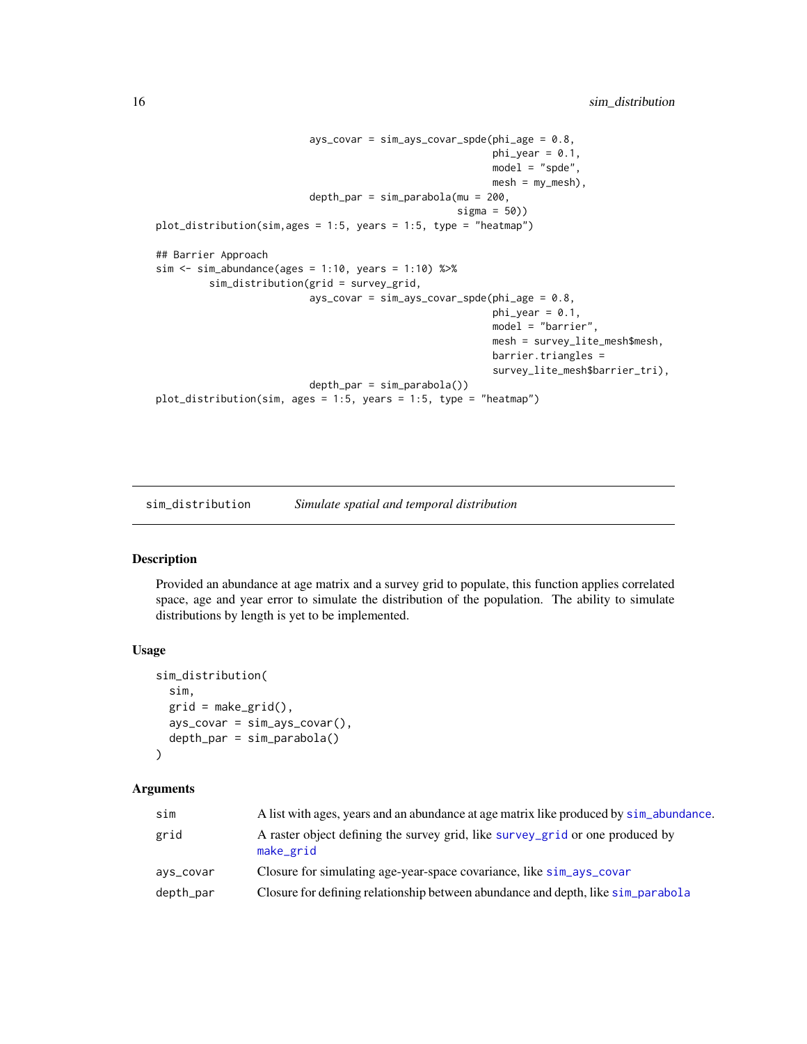```
                             ays_covar = sim_ays_covar_spde(phi_age = 0.8,
                                                            phi_year = 0.1,
                                                            model = "spde",
                                                            mesh = my_mesh),
                             depth_par = sim_parabola(mu = 200,
                                                      sigma = 50))
plot_distribution(sim,ages = 1:5, years = 1:5, type = "heatmap")

## Barrier Approach
sim <- sim_abundance(ages = 1:10, years = 1:10) %>%
         sim_distribution(grid = survey_grid,
                             ays_covar = sim_ays_covar_spde(phi_age = 0.8,
                                                            phi_year = 0.1,
                                                            model = "barrier",
                                                            mesh = survey_lite_mesh$mesh,
                                                            barrier.triangles =
                                                            survey_lite_mesh$barrier_tri),
                             depth_par = sim_parabola())
plot_distribution(sim, ages = 1:5, years = 1:5, type = "heatmap")
```

---

## sim_distribution — *Simulate spatial and temporal distribution*

### Description

Provided an abundance at age matrix and a survey grid to populate, this function applies correlated space, age and year error to simulate the distribution of the population. The ability to simulate distributions by length is yet to be implemented.

### Usage

```
sim_distribution(
  sim,
  grid = make_grid(),
  ays_covar = sim_ays_covar(),
  depth_par = sim_parabola()
)
```

### Arguments

| | |
|---|---|
| sim | A list with ages, years and an abundance at age matrix like produced by sim_abundance. |
| grid | A raster object defining the survey grid, like survey_grid or one produced by make_grid |
| ays_covar | Closure for simulating age-year-space covariance, like sim_ays_covar |
| depth_par | Closure for defining relationship between abundance and depth, like sim_parabola |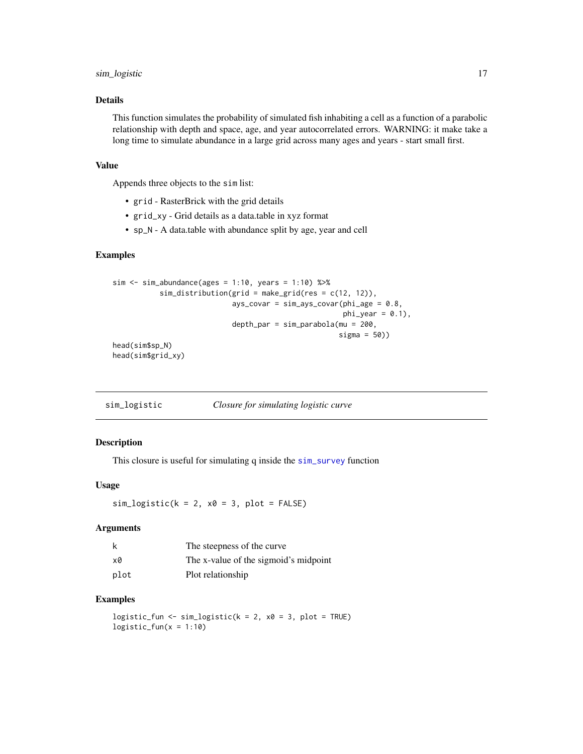### Details

This function simulates the probability of simulated fish inhabiting a cell as a function of a parabolic relationship with depth and space, age, and year autocorrelated errors. WARNING: it make take a long time to simulate abundance in a large grid across many ages and years - start small first.

### Value

Appends three objects to the `sim` list:

- `grid` - RasterBrick with the grid details
- `grid_xy` - Grid details as a data.table in xyz format
- `sp_N` - A data.table with abundance split by age, year and cell

### Examples

```
sim <- sim_abundance(ages = 1:10, years = 1:10) %>%
          sim_distribution(grid = make_grid(res = c(12, 12)),
                           ays_covar = sim_ays_covar(phi_age = 0.8,
                                                     phi_year = 0.1),
                           depth_par = sim_parabola(mu = 200,
                                                    sigma = 50))
head(sim$sp_N)
head(sim$grid_xy)
```

## sim_logistic — *Closure for simulating logistic curve*

### Description

This closure is useful for simulating q inside the `sim_survey` function

### Usage

```
sim_logistic(k = 2, x0 = 3, plot = FALSE)
```

### Arguments

| | |
|---|---|
| k | The steepness of the curve |
| x0 | The x-value of the sigmoid's midpoint |
| plot | Plot relationship |

### Examples

```
logistic_fun <- sim_logistic(k = 2, x0 = 3, plot = TRUE)
logistic_fun(x = 1:10)
```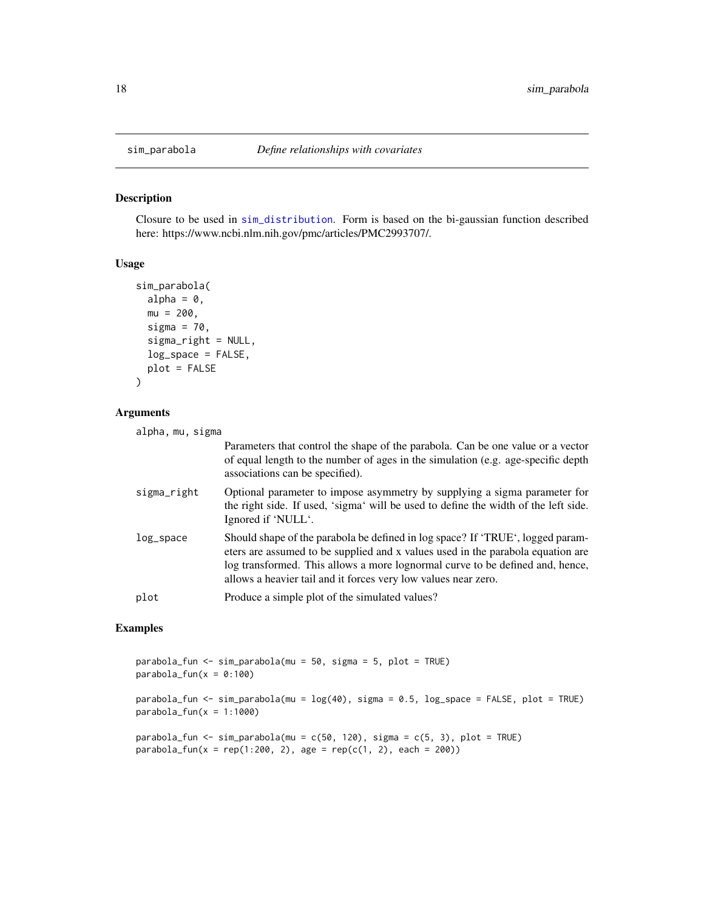# sim_parabola — *Define relationships with covariates*

## Description

Closure to be used in sim_distribution. Form is based on the bi-gaussian function described here: https://www.ncbi.nlm.nih.gov/pmc/articles/PMC2993707/.

## Usage

```
sim_parabola(
  alpha = 0,
  mu = 200,
  sigma = 70,
  sigma_right = NULL,
  log_space = FALSE,
  plot = FALSE
)
```

## Arguments

| | |
|---|---|
| alpha, mu, sigma | Parameters that control the shape of the parabola. Can be one value or a vector of equal length to the number of ages in the simulation (e.g. age-specific depth associations can be specified). |
| sigma_right | Optional parameter to impose asymmetry by supplying a sigma parameter for the right side. If used, 'sigma' will be used to define the width of the left side. Ignored if 'NULL'. |
| log_space | Should shape of the parabola be defined in log space? If 'TRUE', logged parameters are assumed to be supplied and x values used in the parabola equation are log transformed. This allows a more lognormal curve to be defined and, hence, allows a heavier tail and it forces very low values near zero. |
| plot | Produce a simple plot of the simulated values? |

## Examples

```
parabola_fun <- sim_parabola(mu = 50, sigma = 5, plot = TRUE)
parabola_fun(x = 0:100)

parabola_fun <- sim_parabola(mu = log(40), sigma = 0.5, log_space = FALSE, plot = TRUE)
parabola_fun(x = 1:1000)

parabola_fun <- sim_parabola(mu = c(50, 120), sigma = c(5, 3), plot = TRUE)
parabola_fun(x = rep(1:200, 2), age = rep(c(1, 2), each = 200))
```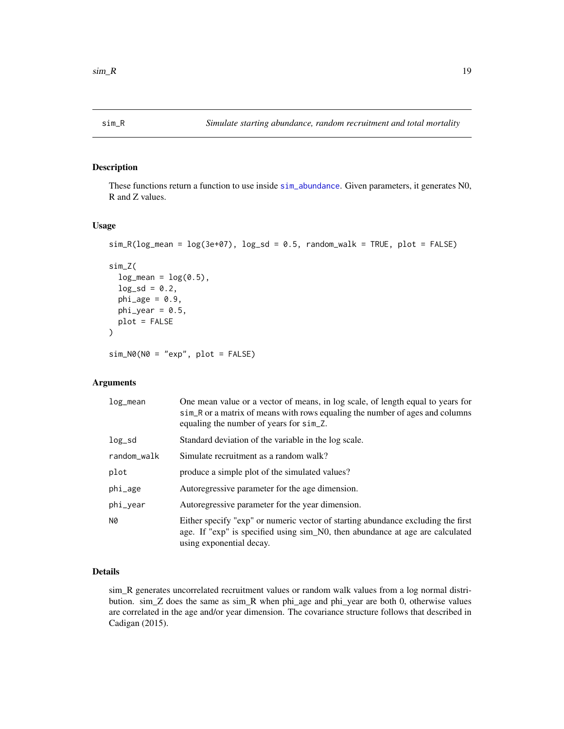## sim_R — *Simulate starting abundance, random recruitment and total mortality*

### Description

These functions return a function to use inside sim_abundance. Given parameters, it generates N0, R and Z values.

### Usage

```
sim_R(log_mean = log(3e+07), log_sd = 0.5, random_walk = TRUE, plot = FALSE)

sim_Z(
  log_mean = log(0.5),
  log_sd = 0.2,
  phi_age = 0.9,
  phi_year = 0.5,
  plot = FALSE
)

sim_N0(N0 = "exp", plot = FALSE)
```

### Arguments

| Argument | Description |
|---|---|
| log_mean | One mean value or a vector of means, in log scale, of length equal to years for sim_R or a matrix of means with rows equaling the number of ages and columns equaling the number of years for sim_Z. |
| log_sd | Standard deviation of the variable in the log scale. |
| random_walk | Simulate recruitment as a random walk? |
| plot | produce a simple plot of the simulated values? |
| phi_age | Autoregressive parameter for the age dimension. |
| phi_year | Autoregressive parameter for the year dimension. |
| N0 | Either specify "exp" or numeric vector of starting abundance excluding the first age. If "exp" is specified using sim_N0, then abundance at age are calculated using exponential decay. |

### Details

sim_R generates uncorrelated recruitment values or random walk values from a log normal distribution. sim_Z does the same as sim_R when phi_age and phi_year are both 0, otherwise values are correlated in the age and/or year dimension. The covariance structure follows that described in Cadigan (2015).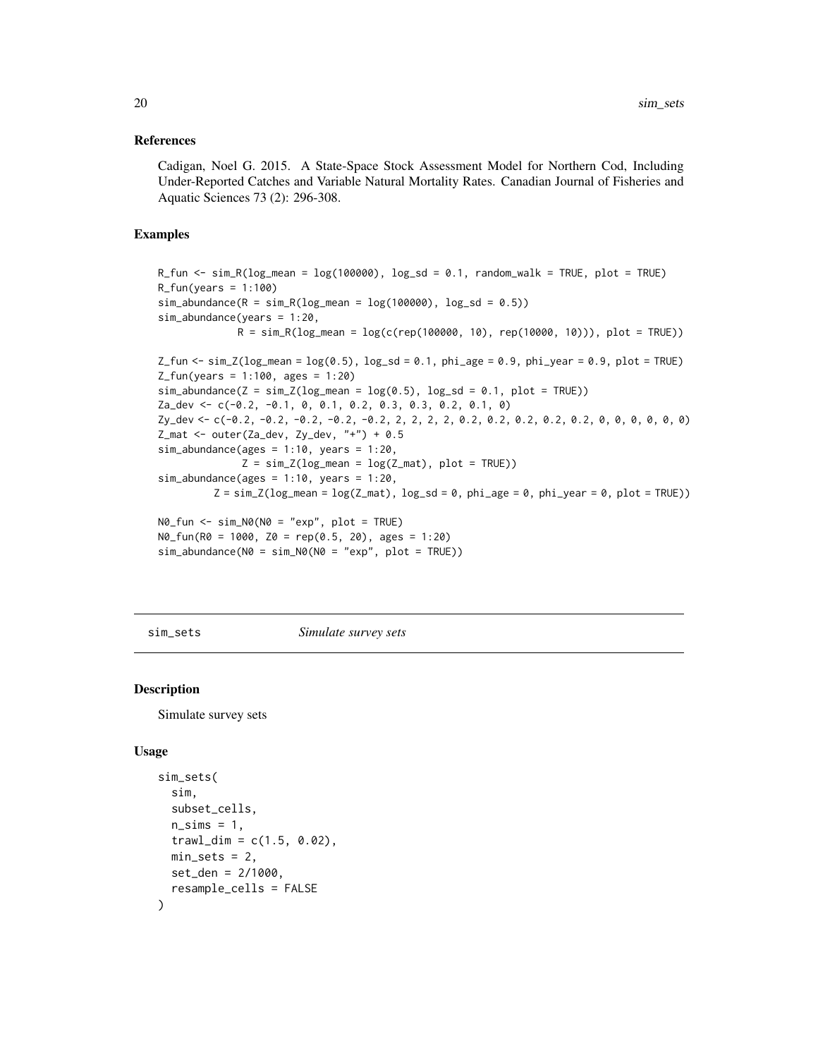### References

Cadigan, Noel G. 2015. A State-Space Stock Assessment Model for Northern Cod, Including Under-Reported Catches and Variable Natural Mortality Rates. Canadian Journal of Fisheries and Aquatic Sciences 73 (2): 296-308.

### Examples

```
R_fun <- sim_R(log_mean = log(100000), log_sd = 0.1, random_walk = TRUE, plot = TRUE)
R_fun(years = 1:100)
sim_abundance(R = sim_R(log_mean = log(100000), log_sd = 0.5))
sim_abundance(years = 1:20,
              R = sim_R(log_mean = log(c(rep(100000, 10), rep(10000, 10))), plot = TRUE))

Z_fun <- sim_Z(log_mean = log(0.5), log_sd = 0.1, phi_age = 0.9, phi_year = 0.9, plot = TRUE)
Z_fun(years = 1:100, ages = 1:20)
sim_abundance(Z = sim_Z(log_mean = log(0.5), log_sd = 0.1, plot = TRUE))
Za_dev <- c(-0.2, -0.1, 0, 0.1, 0.2, 0.3, 0.3, 0.2, 0.1, 0)
Zy_dev <- c(-0.2, -0.2, -0.2, -0.2, -0.2, 2, 2, 2, 2, 0.2, 0.2, 0.2, 0.2, 0.2, 0, 0, 0, 0, 0, 0)
Z_mat <- outer(Za_dev, Zy_dev, "+") + 0.5
sim_abundance(ages = 1:10, years = 1:20,
               Z = sim_Z(log_mean = log(Z_mat), plot = TRUE))
sim_abundance(ages = 1:10, years = 1:20,
          Z = sim_Z(log_mean = log(Z_mat), log_sd = 0, phi_age = 0, phi_year = 0, plot = TRUE))

N0_fun <- sim_N0(N0 = "exp", plot = TRUE)
N0_fun(R0 = 1000, Z0 = rep(0.5, 20), ages = 1:20)
sim_abundance(N0 = sim_N0(N0 = "exp", plot = TRUE))
```

---

## sim_sets *Simulate survey sets*

### Description

Simulate survey sets

### Usage

```
sim_sets(
  sim,
  subset_cells,
  n_sims = 1,
  trawl_dim = c(1.5, 0.02),
  min_sets = 2,
  set_den = 2/1000,
  resample_cells = FALSE
)
```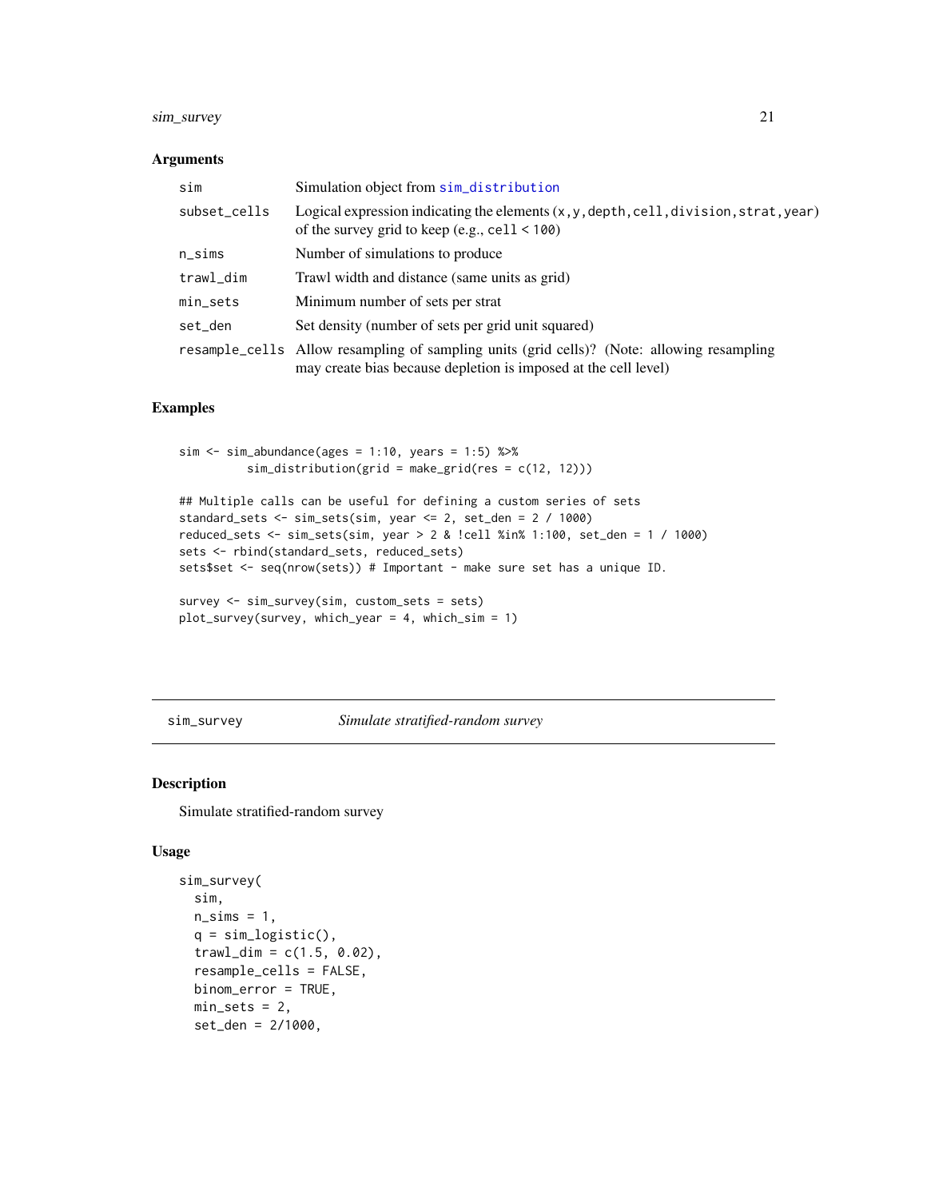### Arguments

| | |
|---|---|
| sim | Simulation object from sim_distribution |
| subset_cells | Logical expression indicating the elements (x,y,depth,cell,division,strat,year) of the survey grid to keep (e.g., cell < 100) |
| n_sims | Number of simulations to produce |
| trawl_dim | Trawl width and distance (same units as grid) |
| min_sets | Minimum number of sets per strat |
| set_den | Set density (number of sets per grid unit squared) |
| resample_cells | Allow resampling of sampling units (grid cells)? (Note: allowing resampling may create bias because depletion is imposed at the cell level) |

### Examples

```
sim <- sim_abundance(ages = 1:10, years = 1:5) %>%
         sim_distribution(grid = make_grid(res = c(12, 12)))

## Multiple calls can be useful for defining a custom series of sets
standard_sets <- sim_sets(sim, year <= 2, set_den = 2 / 1000)
reduced_sets <- sim_sets(sim, year > 2 & !cell %in% 1:100, set_den = 1 / 1000)
sets <- rbind(standard_sets, reduced_sets)
sets$set <- seq(nrow(sets)) # Important - make sure set has a unique ID.

survey <- sim_survey(sim, custom_sets = sets)
plot_survey(survey, which_year = 4, which_sim = 1)
```

---

## sim_survey *Simulate stratified-random survey*

### Description

Simulate stratified-random survey

### Usage

```
sim_survey(
  sim,
  n_sims = 1,
  q = sim_logistic(),
  trawl_dim = c(1.5, 0.02),
  resample_cells = FALSE,
  binom_error = TRUE,
  min_sets = 2,
  set_den = 2/1000,
```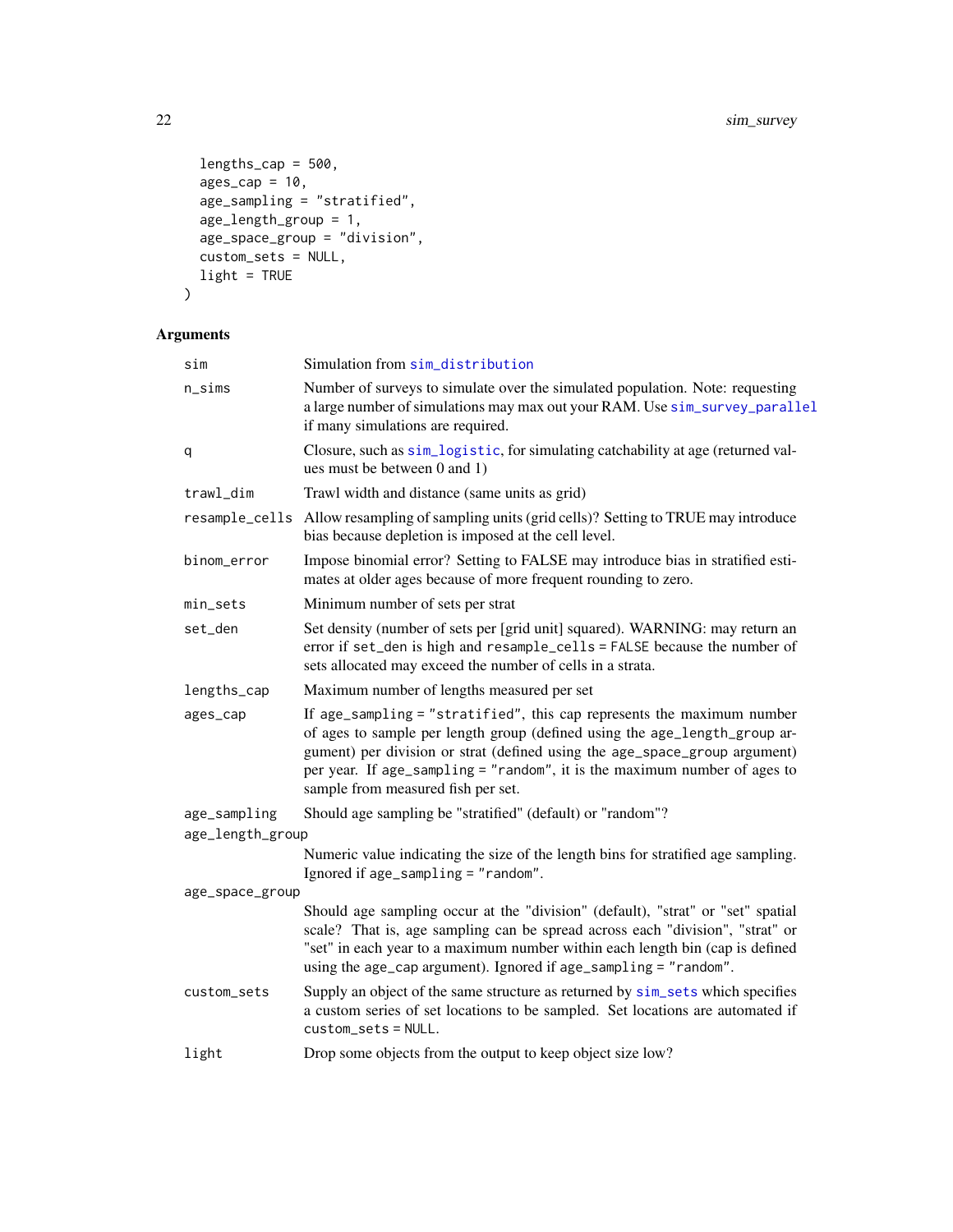```
  lengths_cap = 500,
  ages_cap = 10,
  age_sampling = "stratified",
  age_length_group = 1,
  age_space_group = "division",
  custom_sets = NULL,
  light = TRUE
)
```

## Arguments

| | |
|---|---|
| sim | Simulation from sim_distribution |
| n_sims | Number of surveys to simulate over the simulated population. Note: requesting a large number of simulations may max out your RAM. Use sim_survey_parallel if many simulations are required. |
| q | Closure, such as sim_logistic, for simulating catchability at age (returned values must be between 0 and 1) |
| trawl_dim | Trawl width and distance (same units as grid) |
| resample_cells | Allow resampling of sampling units (grid cells)? Setting to TRUE may introduce bias because depletion is imposed at the cell level. |
| binom_error | Impose binomial error? Setting to FALSE may introduce bias in stratified estimates at older ages because of more frequent rounding to zero. |
| min_sets | Minimum number of sets per strat |
| set_den | Set density (number of sets per [grid unit] squared). WARNING: may return an error if set_den is high and resample_cells = FALSE because the number of sets allocated may exceed the number of cells in a strata. |
| lengths_cap | Maximum number of lengths measured per set |
| ages_cap | If age_sampling = "stratified", this cap represents the maximum number of ages to sample per length group (defined using the age_length_group argument) per division or strat (defined using the age_space_group argument) per year. If age_sampling = "random", it is the maximum number of ages to sample from measured fish per set. |
| age_sampling | Should age sampling be "stratified" (default) or "random"? |
| age_length_group | Numeric value indicating the size of the length bins for stratified age sampling. Ignored if age_sampling = "random". |
| age_space_group | Should age sampling occur at the "division" (default), "strat" or "set" spatial scale? That is, age sampling can be spread across each "division", "strat" or "set" in each year to a maximum number within each length bin (cap is defined using the age_cap argument). Ignored if age_sampling = "random". |
| custom_sets | Supply an object of the same structure as returned by sim_sets which specifies a custom series of set locations to be sampled. Set locations are automated if custom_sets = NULL. |
| light | Drop some objects from the output to keep object size low? |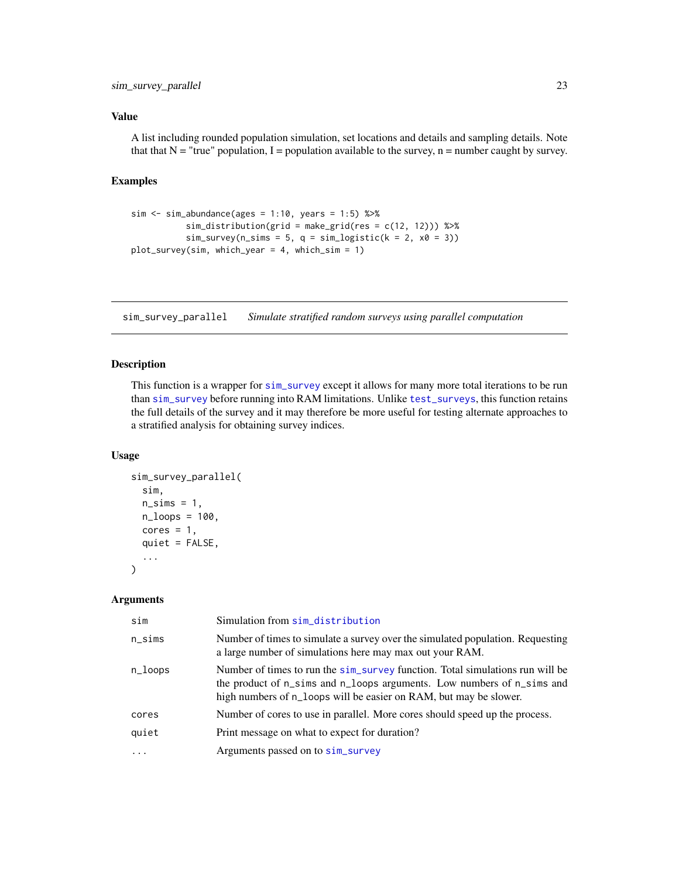### Value

A list including rounded population simulation, set locations and details and sampling details. Note that that N = "true" population, I = population available to the survey, n = number caught by survey.

### Examples

```
sim <- sim_abundance(ages = 1:10, years = 1:5) %>%
          sim_distribution(grid = make_grid(res = c(12, 12))) %>%
          sim_survey(n_sims = 5, q = sim_logistic(k = 2, x0 = 3))
plot_survey(sim, which_year = 4, which_sim = 1)
```

---

## sim_survey_parallel — *Simulate stratified random surveys using parallel computation*

### Description

This function is a wrapper for `sim_survey` except it allows for many more total iterations to be run than `sim_survey` before running into RAM limitations. Unlike `test_surveys`, this function retains the full details of the survey and it may therefore be more useful for testing alternate approaches to a stratified analysis for obtaining survey indices.

### Usage

```
sim_survey_parallel(
  sim,
  n_sims = 1,
  n_loops = 100,
  cores = 1,
  quiet = FALSE,
  ...
)
```

### Arguments

| | |
|---|---|
| `sim` | Simulation from `sim_distribution` |
| `n_sims` | Number of times to simulate a survey over the simulated population. Requesting a large number of simulations here may max out your RAM. |
| `n_loops` | Number of times to run the `sim_survey` function. Total simulations run will be the product of `n_sims` and `n_loops` arguments. Low numbers of `n_sims` and high numbers of `n_loops` will be easier on RAM, but may be slower. |
| `cores` | Number of cores to use in parallel. More cores should speed up the process. |
| `quiet` | Print message on what to expect for duration? |
| `...` | Arguments passed on to `sim_survey` |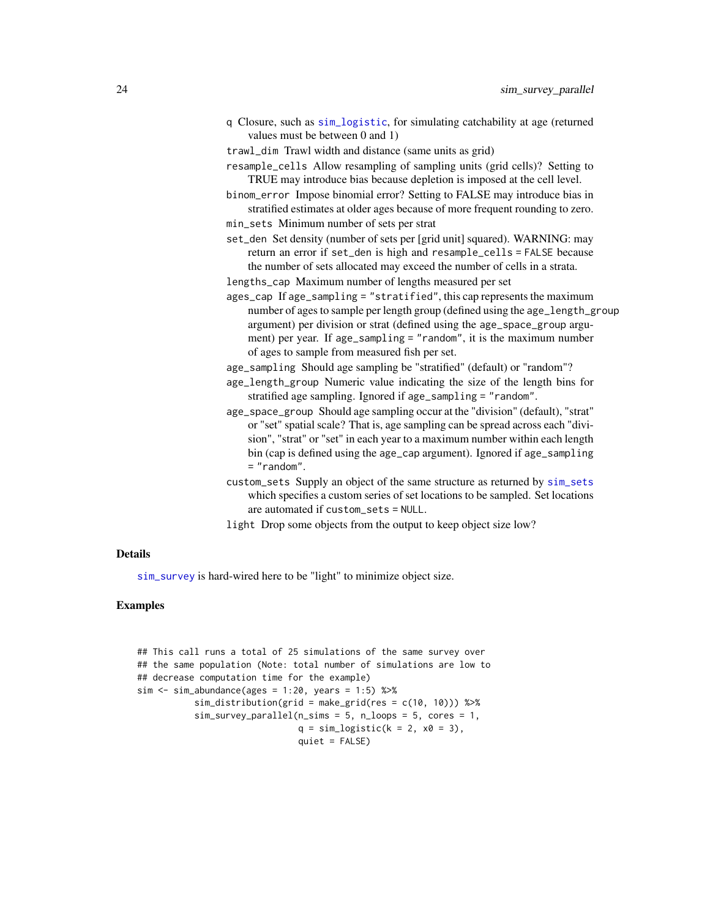- `q` Closure, such as `sim_logistic`, for simulating catchability at age (returned values must be between 0 and 1)
- `trawl_dim` Trawl width and distance (same units as grid)
- `resample_cells` Allow resampling of sampling units (grid cells)? Setting to TRUE may introduce bias because depletion is imposed at the cell level.
- `binom_error` Impose binomial error? Setting to FALSE may introduce bias in stratified estimates at older ages because of more frequent rounding to zero.
- `min_sets` Minimum number of sets per strat
- `set_den` Set density (number of sets per [grid unit] squared). WARNING: may return an error if `set_den` is high and `resample_cells = FALSE` because the number of sets allocated may exceed the number of cells in a strata.
- `lengths_cap` Maximum number of lengths measured per set
- `ages_cap` If `age_sampling = "stratified"`, this cap represents the maximum number of ages to sample per length group (defined using the `age_length_group` argument) per division or strat (defined using the `age_space_group` argument) per year. If `age_sampling = "random"`, it is the maximum number of ages to sample from measured fish per set.
- `age_sampling` Should age sampling be "stratified" (default) or "random"?
- `age_length_group` Numeric value indicating the size of the length bins for stratified age sampling. Ignored if `age_sampling = "random"`.
- `age_space_group` Should age sampling occur at the "division" (default), "strat" or "set" spatial scale? That is, age sampling can be spread across each "division", "strat" or "set" in each year to a maximum number within each length bin (cap is defined using the `age_cap` argument). Ignored if `age_sampling = "random"`.
- `custom_sets` Supply an object of the same structure as returned by `sim_sets` which specifies a custom series of set locations to be sampled. Set locations are automated if `custom_sets = NULL`.
- `light` Drop some objects from the output to keep object size low?

## Details

`sim_survey` is hard-wired here to be "light" to minimize object size.

## Examples

```
## This call runs a total of 25 simulations of the same survey over
## the same population (Note: total number of simulations are low to
## decrease computation time for the example)
sim <- sim_abundance(ages = 1:20, years = 1:5) %>%
           sim_distribution(grid = make_grid(res = c(10, 10))) %>%
           sim_survey_parallel(n_sims = 5, n_loops = 5, cores = 1,
                               q = sim_logistic(k = 2, x0 = 3),
                               quiet = FALSE)
```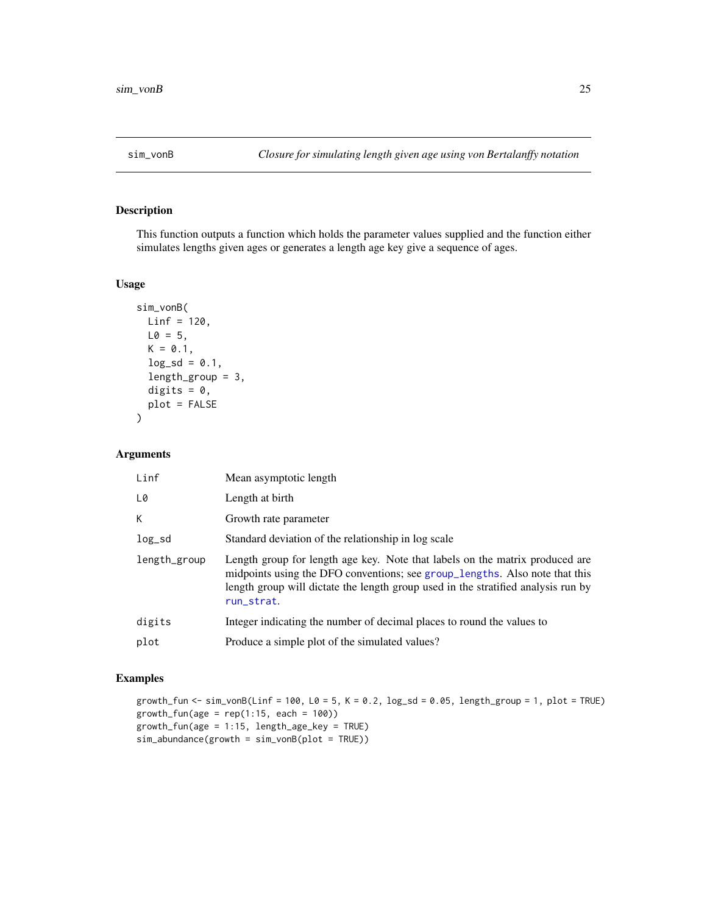## sim_vonB — *Closure for simulating length given age using von Bertalanffy notation*

### Description

This function outputs a function which holds the parameter values supplied and the function either simulates lengths given ages or generates a length age key give a sequence of ages.

### Usage

```
sim_vonB(
  Linf = 120,
  L0 = 5,
  K = 0.1,
  log_sd = 0.1,
  length_group = 3,
  digits = 0,
  plot = FALSE
)
```

### Arguments

| Argument | Description |
| --- | --- |
| Linf | Mean asymptotic length |
| L0 | Length at birth |
| K | Growth rate parameter |
| log_sd | Standard deviation of the relationship in log scale |
| length_group | Length group for length age key. Note that labels on the matrix produced are midpoints using the DFO conventions; see group_lengths. Also note that this length group will dictate the length group used in the stratified analysis run by run_strat. |
| digits | Integer indicating the number of decimal places to round the values to |
| plot | Produce a simple plot of the simulated values? |

### Examples

```
growth_fun <- sim_vonB(Linf = 100, L0 = 5, K = 0.2, log_sd = 0.05, length_group = 1, plot = TRUE)
growth_fun(age = rep(1:15, each = 100))
growth_fun(age = 1:15, length_age_key = TRUE)
sim_abundance(growth = sim_vonB(plot = TRUE))
```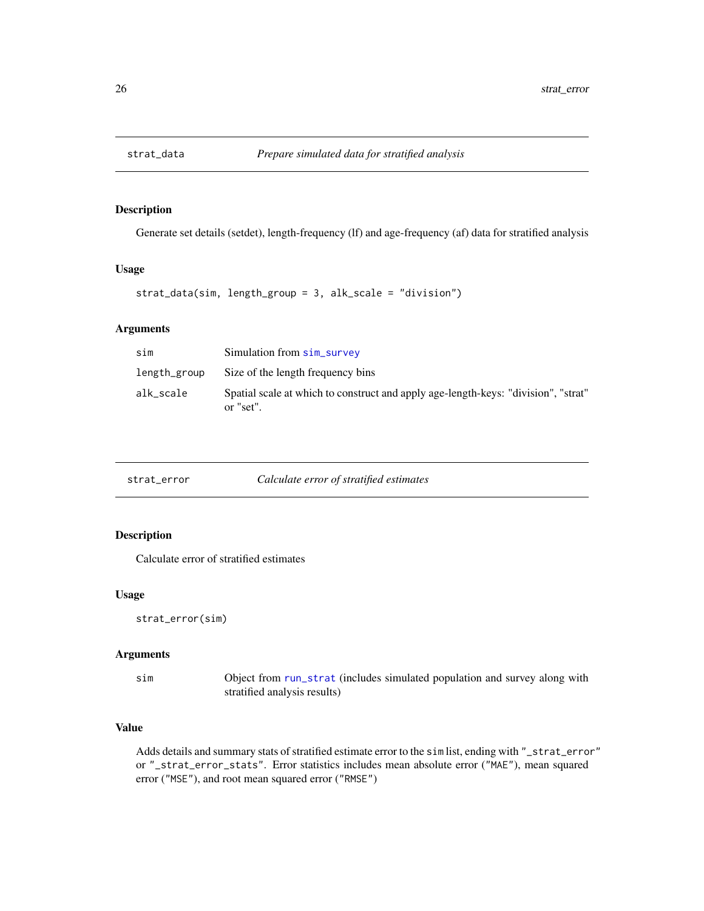## strat_data *Prepare simulated data for stratified analysis*

### Description

Generate set details (setdet), length-frequency (lf) and age-frequency (af) data for stratified analysis

### Usage

```
strat_data(sim, length_group = 3, alk_scale = "division")
```

### Arguments

| | |
|---|---|
| `sim` | Simulation from `sim_survey` |
| `length_group` | Size of the length frequency bins |
| `alk_scale` | Spatial scale at which to construct and apply age-length-keys: "division", "strat" or "set". |

## strat_error *Calculate error of stratified estimates*

### Description

Calculate error of stratified estimates

### Usage

```
strat_error(sim)
```

### Arguments

| | |
|---|---|
| `sim` | Object from `run_strat` (includes simulated population and survey along with stratified analysis results) |

### Value

Adds details and summary stats of stratified estimate error to the `sim` list, ending with `"_strat_error"` or `"_strat_error_stats"`. Error statistics includes mean absolute error (`"MAE"`), mean squared error (`"MSE"`), and root mean squared error (`"RMSE"`)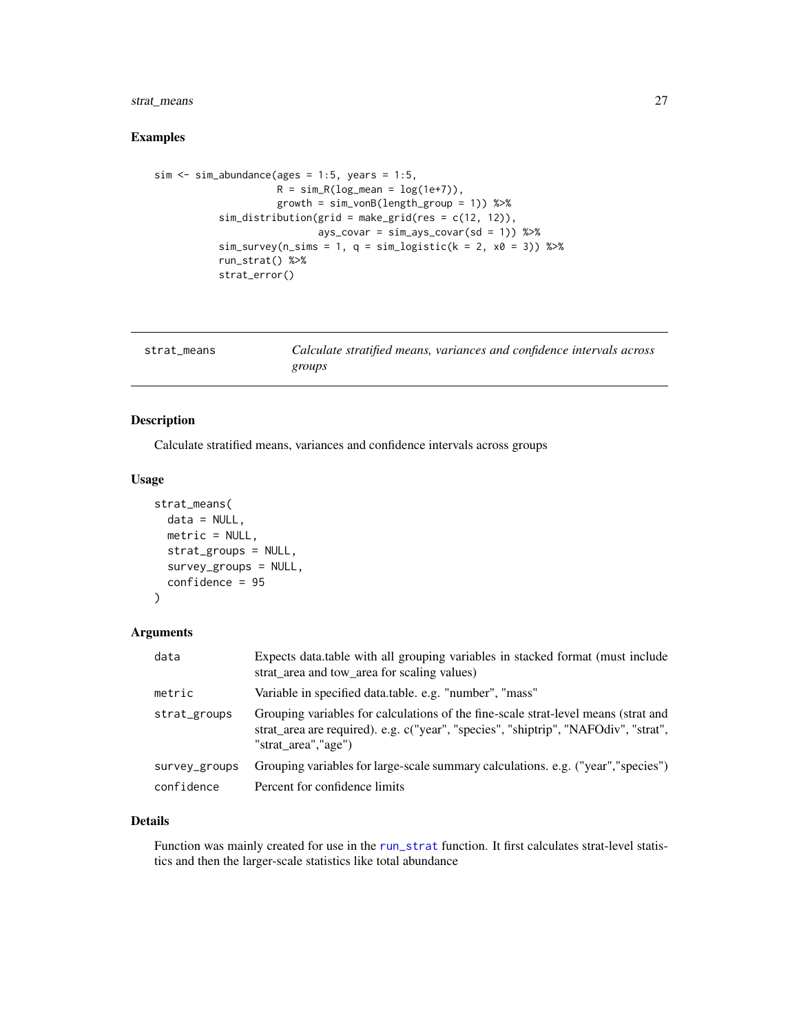## Examples

```
sim <- sim_abundance(ages = 1:5, years = 1:5,
                     R = sim_R(log_mean = log(1e+7)),
                     growth = sim_vonB(length_group = 1)) %>%
          sim_distribution(grid = make_grid(res = c(12, 12)),
                           ays_covar = sim_ays_covar(sd = 1)) %>%
          sim_survey(n_sims = 1, q = sim_logistic(k = 2, x0 = 3)) %>%
          run_strat() %>%
          strat_error()
```

---

# strat_means — *Calculate stratified means, variances and confidence intervals across groups*

## Description

Calculate stratified means, variances and confidence intervals across groups

## Usage

```
strat_means(
  data = NULL,
  metric = NULL,
  strat_groups = NULL,
  survey_groups = NULL,
  confidence = 95
)
```

## Arguments

| | |
|---|---|
| data | Expects data.table with all grouping variables in stacked format (must include strat_area and tow_area for scaling values) |
| metric | Variable in specified data.table. e.g. "number", "mass" |
| strat_groups | Grouping variables for calculations of the fine-scale strat-level means (strat and strat_area are required). e.g. c("year", "species", "shiptrip", "NAFOdiv", "strat", "strat_area","age") |
| survey_groups | Grouping variables for large-scale summary calculations. e.g. ("year","species") |
| confidence | Percent for confidence limits |

## Details

Function was mainly created for use in the run_strat function. It first calculates strat-level statistics and then the larger-scale statistics like total abundance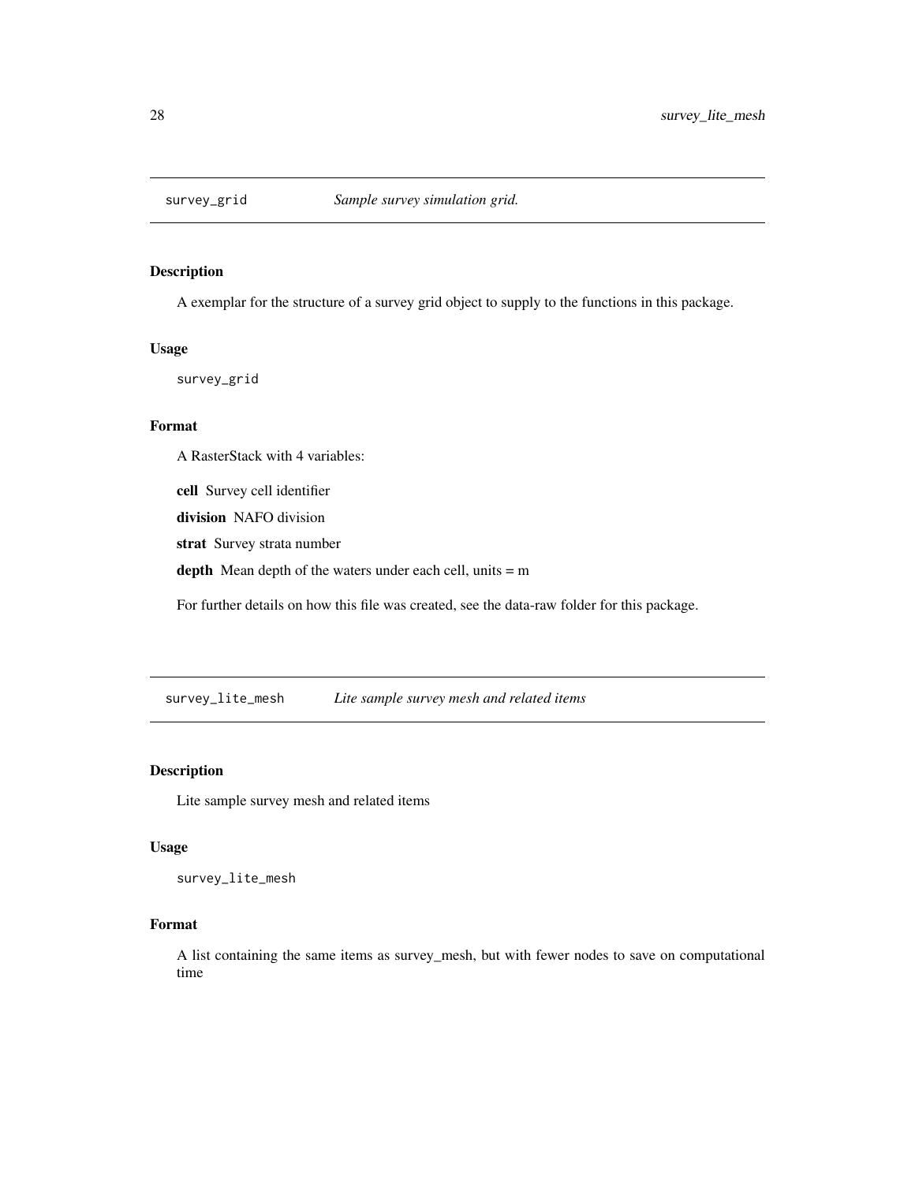## survey_grid — *Sample survey simulation grid.*

### Description

A exemplar for the structure of a survey grid object to supply to the functions in this package.

### Usage

```
survey_grid
```

### Format

A RasterStack with 4 variables:

**cell** Survey cell identifier

**division** NAFO division

**strat** Survey strata number

**depth** Mean depth of the waters under each cell, units = m

For further details on how this file was created, see the data-raw folder for this package.

## survey_lite_mesh — *Lite sample survey mesh and related items*

### Description

Lite sample survey mesh and related items

### Usage

```
survey_lite_mesh
```

### Format

A list containing the same items as survey_mesh, but with fewer nodes to save on computational time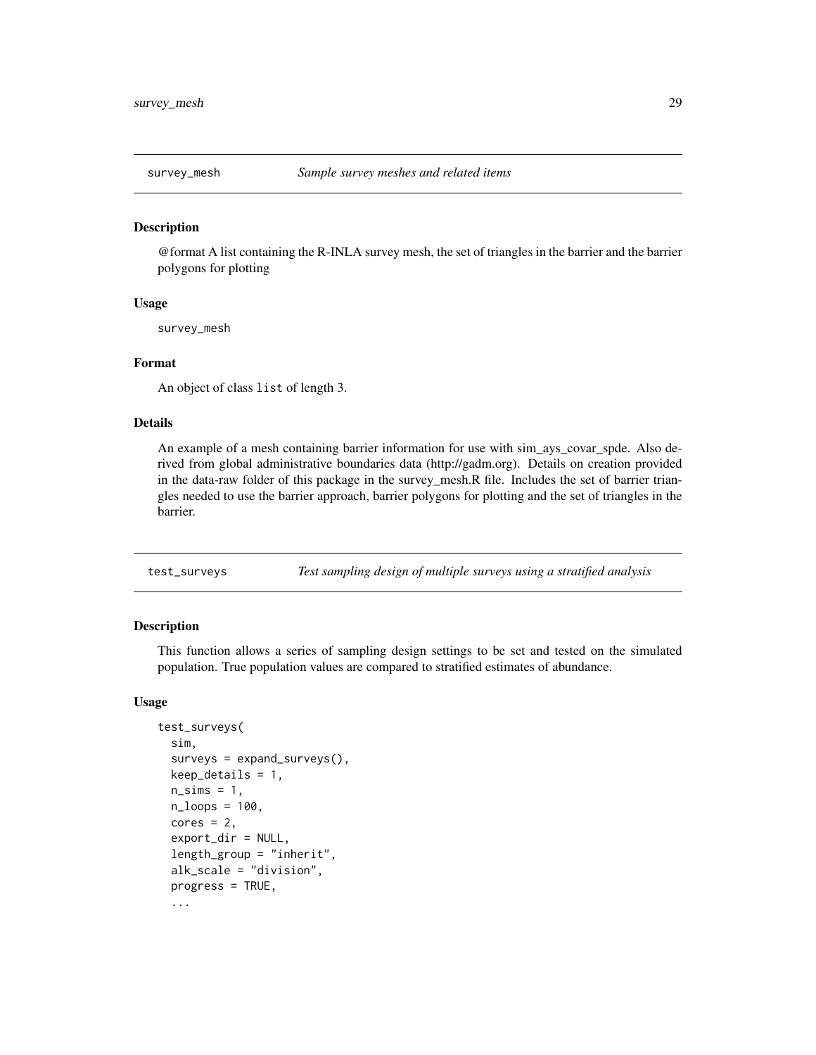## survey_mesh — *Sample survey meshes and related items*

### Description

@format A list containing the R-INLA survey mesh, the set of triangles in the barrier and the barrier polygons for plotting

### Usage

```
survey_mesh
```

### Format

An object of class `list` of length 3.

### Details

An example of a mesh containing barrier information for use with sim_ays_covar_spde. Also derived from global administrative boundaries data (http://gadm.org). Details on creation provided in the data-raw folder of this package in the survey_mesh.R file. Includes the set of barrier triangles needed to use the barrier approach, barrier polygons for plotting and the set of triangles in the barrier.

## test_surveys — *Test sampling design of multiple surveys using a stratified analysis*

### Description

This function allows a series of sampling design settings to be set and tested on the simulated population. True population values are compared to stratified estimates of abundance.

### Usage

```
test_surveys(
  sim,
  surveys = expand_surveys(),
  keep_details = 1,
  n_sims = 1,
  n_loops = 100,
  cores = 2,
  export_dir = NULL,
  length_group = "inherit",
  alk_scale = "division",
  progress = TRUE,
  ...
```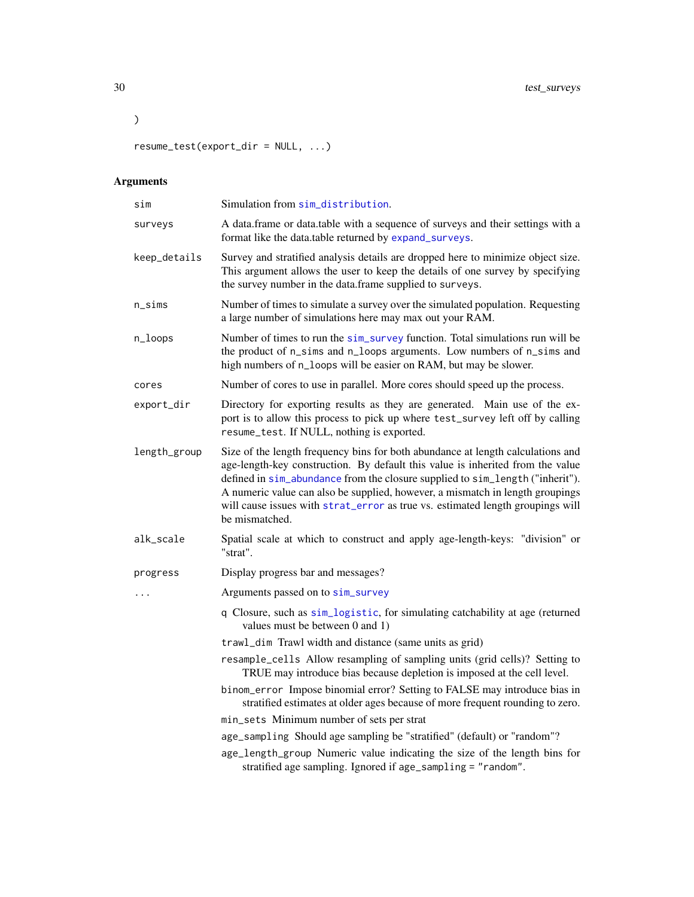```
)

resume_test(export_dir = NULL, ...)
```

## Arguments

| | |
|---|---|
| sim | Simulation from sim_distribution. |
| surveys | A data.frame or data.table with a sequence of surveys and their settings with a format like the data.table returned by expand_surveys. |
| keep_details | Survey and stratified analysis details are dropped here to minimize object size. This argument allows the user to keep the details of one survey by specifying the survey number in the data.frame supplied to surveys. |
| n_sims | Number of times to simulate a survey over the simulated population. Requesting a large number of simulations here may max out your RAM. |
| n_loops | Number of times to run the sim_survey function. Total simulations run will be the product of n_sims and n_loops arguments. Low numbers of n_sims and high numbers of n_loops will be easier on RAM, but may be slower. |
| cores | Number of cores to use in parallel. More cores should speed up the process. |
| export_dir | Directory for exporting results as they are generated. Main use of the export is to allow this process to pick up where test_survey left off by calling resume_test. If NULL, nothing is exported. |
| length_group | Size of the length frequency bins for both abundance at length calculations and age-length-key construction. By default this value is inherited from the value defined in sim_abundance from the closure supplied to sim_length ("inherit"). A numeric value can also be supplied, however, a mismatch in length groupings will cause issues with strat_error as true vs. estimated length groupings will be mismatched. |
| alk_scale | Spatial scale at which to construct and apply age-length-keys: "division" or "strat". |
| progress | Display progress bar and messages? |
| ... | Arguments passed on to sim_survey |

- q Closure, such as sim_logistic, for simulating catchability at age (returned values must be between 0 and 1)
- trawl_dim Trawl width and distance (same units as grid)
- resample_cells Allow resampling of sampling units (grid cells)? Setting to TRUE may introduce bias because depletion is imposed at the cell level.
- binom_error Impose binomial error? Setting to FALSE may introduce bias in stratified estimates at older ages because of more frequent rounding to zero.
- min_sets Minimum number of sets per strat
- age_sampling Should age sampling be "stratified" (default) or "random"?
- age_length_group Numeric value indicating the size of the length bins for stratified age sampling. Ignored if age_sampling = "random".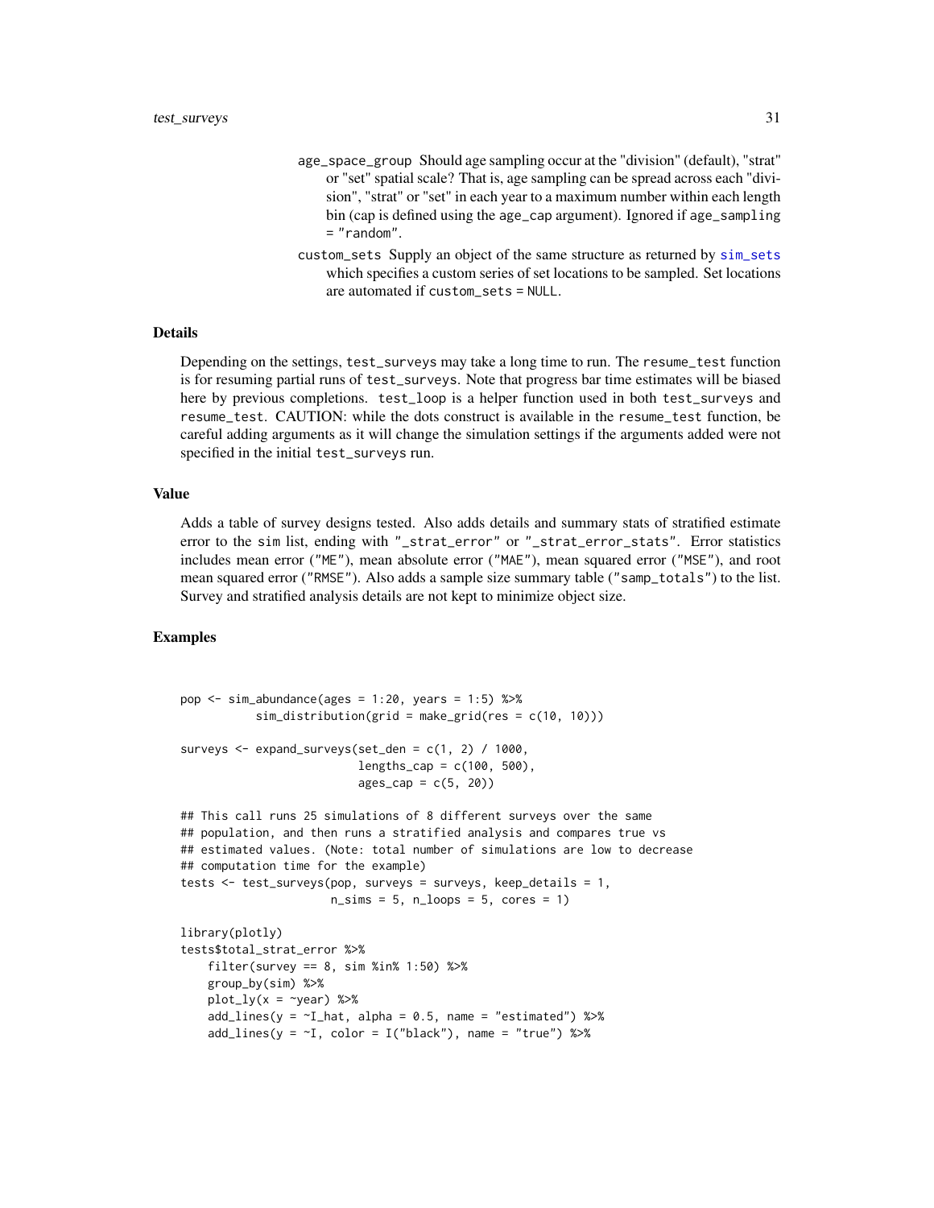age_space_group Should age sampling occur at the "division" (default), "strat" or "set" spatial scale? That is, age sampling can be spread across each "division", "strat" or "set" in each year to a maximum number within each length bin (cap is defined using the age_cap argument). Ignored if age_sampling = "random".

custom_sets Supply an object of the same structure as returned by sim_sets which specifies a custom series of set locations to be sampled. Set locations are automated if custom_sets = NULL.

### Details

Depending on the settings, test_surveys may take a long time to run. The resume_test function is for resuming partial runs of test_surveys. Note that progress bar time estimates will be biased here by previous completions. test_loop is a helper function used in both test_surveys and resume_test. CAUTION: while the dots construct is available in the resume_test function, be careful adding arguments as it will change the simulation settings if the arguments added were not specified in the initial test_surveys run.

### Value

Adds a table of survey designs tested. Also adds details and summary stats of stratified estimate error to the sim list, ending with "_strat_error" or "_strat_error_stats". Error statistics includes mean error ("ME"), mean absolute error ("MAE"), mean squared error ("MSE"), and root mean squared error ("RMSE"). Also adds a sample size summary table ("samp_totals") to the list. Survey and stratified analysis details are not kept to minimize object size.

### Examples

```
pop <- sim_abundance(ages = 1:20, years = 1:5) %>%
           sim_distribution(grid = make_grid(res = c(10, 10)))

surveys <- expand_surveys(set_den = c(1, 2) / 1000,
                          lengths_cap = c(100, 500),
                          ages_cap = c(5, 20))

## This call runs 25 simulations of 8 different surveys over the same
## population, and then runs a stratified analysis and compares true vs
## estimated values. (Note: total number of simulations are low to decrease
## computation time for the example)
tests <- test_surveys(pop, surveys = surveys, keep_details = 1,
                      n_sims = 5, n_loops = 5, cores = 1)

library(plotly)
tests$total_strat_error %>%
    filter(survey == 8, sim %in% 1:50) %>%
    group_by(sim) %>%
    plot_ly(x = ~year) %>%
    add_lines(y = ~I_hat, alpha = 0.5, name = "estimated") %>%
    add_lines(y = ~I, color = I("black"), name = "true") %>%
```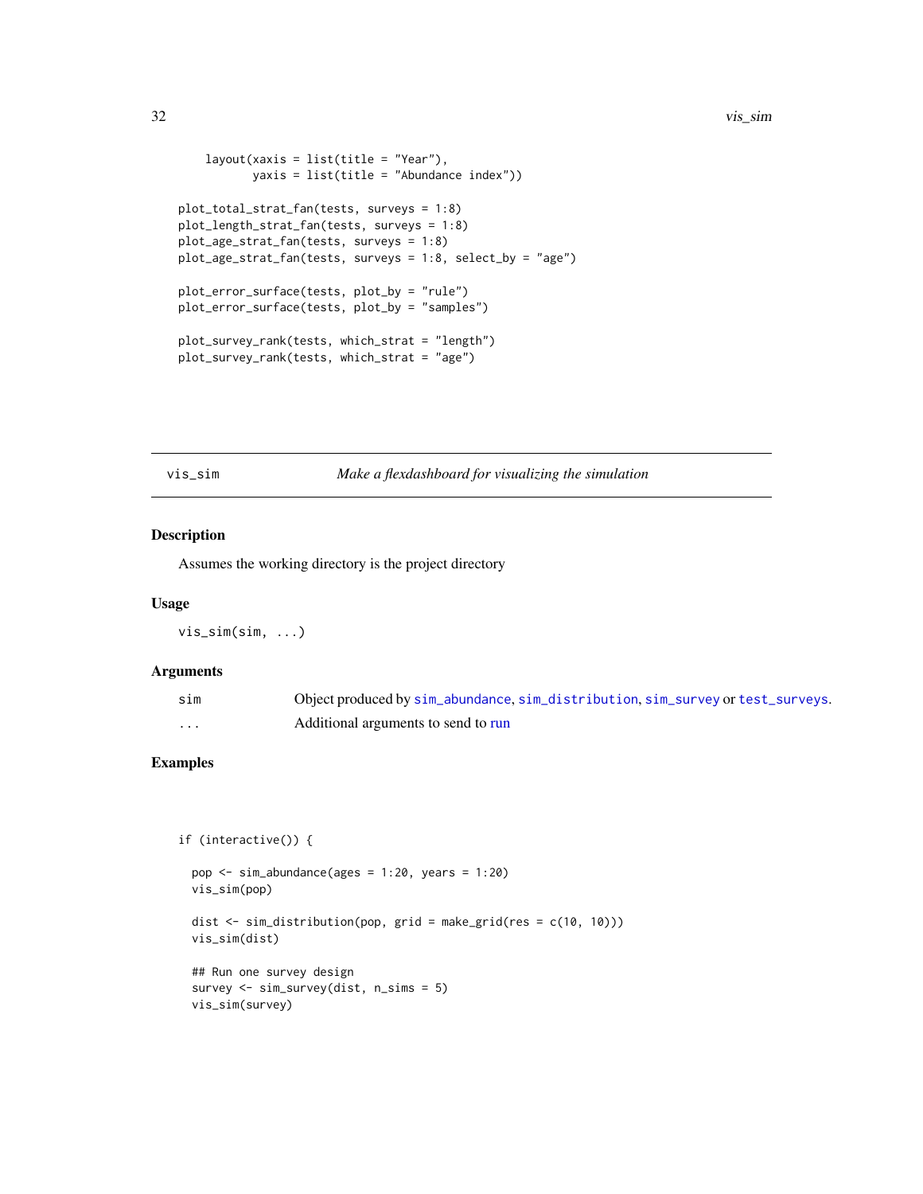```
    layout(xaxis = list(title = "Year"),
           yaxis = list(title = "Abundance index"))

  plot_total_strat_fan(tests, surveys = 1:8)
  plot_length_strat_fan(tests, surveys = 1:8)
  plot_age_strat_fan(tests, surveys = 1:8)
  plot_age_strat_fan(tests, surveys = 1:8, select_by = "age")

  plot_error_surface(tests, plot_by = "rule")
  plot_error_surface(tests, plot_by = "samples")

  plot_survey_rank(tests, which_strat = "length")
  plot_survey_rank(tests, which_strat = "age")
```

---

## vis_sim — *Make a flexdashboard for visualizing the simulation*

### Description

Assumes the working directory is the project directory

### Usage

```
vis_sim(sim, ...)
```

### Arguments

| | |
|---|---|
| `sim` | Object produced by `sim_abundance`, `sim_distribution`, `sim_survey` or `test_surveys`. |
| `...` | Additional arguments to send to run |

### Examples

```
if (interactive()) {

  pop <- sim_abundance(ages = 1:20, years = 1:20)
  vis_sim(pop)

  dist <- sim_distribution(pop, grid = make_grid(res = c(10, 10)))
  vis_sim(dist)

  ## Run one survey design
  survey <- sim_survey(dist, n_sims = 5)
  vis_sim(survey)
```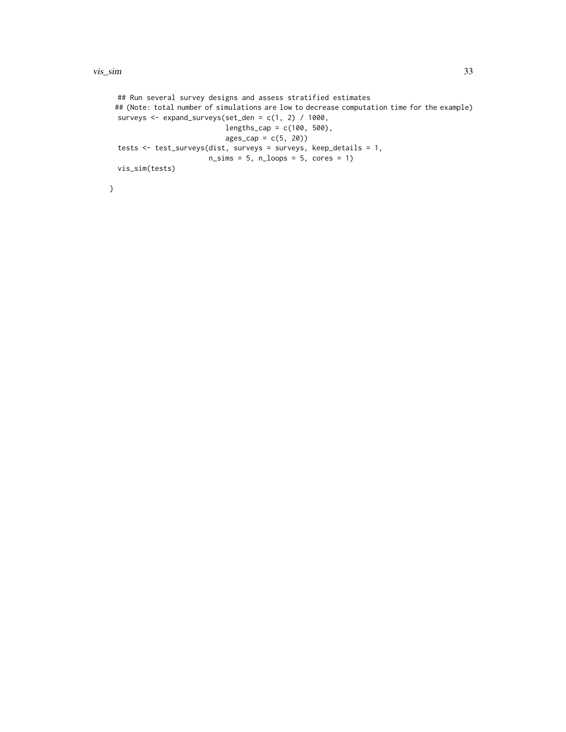```
## Run several survey designs and assess stratified estimates
## (Note: total number of simulations are low to decrease computation time for the example)
surveys <- expand_surveys(set_den = c(1, 2) / 1000,
                          lengths_cap = c(100, 500),
                          ages_cap = c(5, 20))
tests <- test_surveys(dist, surveys = surveys, keep_details = 1,
                      n_sims = 5, n_loops = 5, cores = 1)
vis_sim(tests)

}
```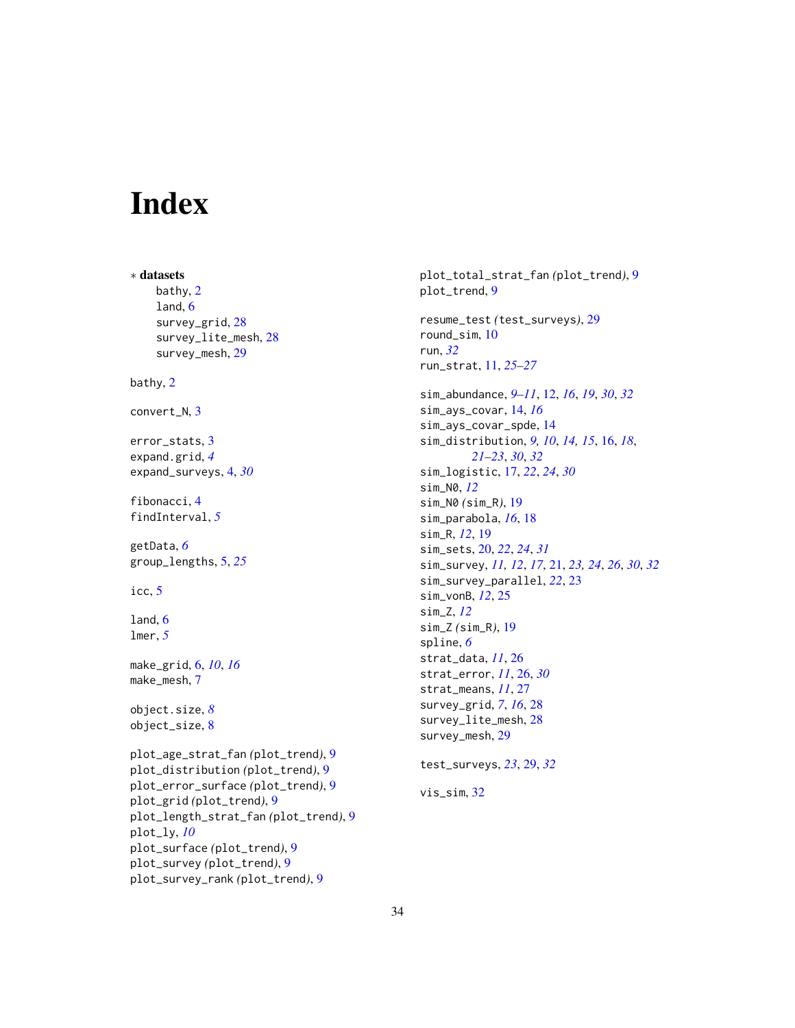# Index

∗ **datasets**

- bathy, 2
- land, 6
- survey_grid, 28
- survey_lite_mesh, 28
- survey_mesh, 29

bathy, 2

convert_N, 3

error_stats, 3
expand.grid, *4*
expand_surveys, 4, *30*

fibonacci, 4
findInterval, *5*

getData, *6*
group_lengths, 5, *25*

icc, 5

land, 6
lmer, *5*

make_grid, 6, *10*, *16*
make_mesh, 7

object.size, *8*
object_size, 8

plot_age_strat_fan *(plot_trend)*, 9
plot_distribution *(plot_trend)*, 9
plot_error_surface *(plot_trend)*, 9
plot_grid *(plot_trend)*, 9
plot_length_strat_fan *(plot_trend)*, 9
plot_ly, *10*
plot_surface *(plot_trend)*, 9
plot_survey *(plot_trend)*, 9
plot_survey_rank *(plot_trend)*, 9
plot_total_strat_fan *(plot_trend)*, 9
plot_trend, 9

resume_test *(test_surveys)*, 29
round_sim, 10
run, *32*
run_strat, 11, *25–27*

sim_abundance, *9–11*, 12, *16*, *19*, *30*, *32*
sim_ays_covar, 14, *16*
sim_ays_covar_spde, 14
sim_distribution, *9*, *10*, *14*, *15*, 16, *18*, *21–23*, *30*, *32*
sim_logistic, 17, *22*, *24*, *30*
sim_N0, *12*
sim_N0 *(sim_R)*, 19
sim_parabola, *16*, 18
sim_R, *12*, 19
sim_sets, 20, *22*, *24*, *31*
sim_survey, *11*, *12*, *17*, 21, *23*, *24*, *26*, *30*, *32*
sim_survey_parallel, *22*, 23
sim_vonB, *12*, 25
sim_Z, *12*
sim_Z *(sim_R)*, 19
spline, *6*
strat_data, *11*, 26
strat_error, *11*, 26, *30*
strat_means, *11*, 27
survey_grid, *7*, *16*, 28
survey_lite_mesh, 28
survey_mesh, 29

test_surveys, *23*, 29, *32*

vis_sim, 32